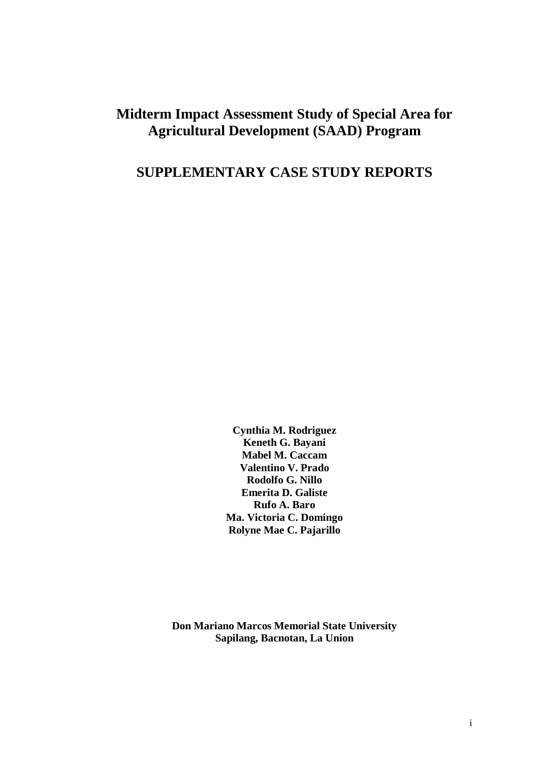# Midterm Impact Assessment Study of Special Area for Agricultural Development (SAAD) Program

## SUPPLEMENTARY CASE STUDY REPORTS

**Cynthia M. Rodriguez**
**Keneth G. Bayani**
**Mabel M. Caccam**
**Valentino V. Prado**
**Rodolfo G. Nillo**
**Emerita D. Galiste**
**Rufo A. Baro**
**Ma. Victoria C. Domingo**
**Rolyne Mae C. Pajarillo**

**Don Mariano Marcos Memorial State University**
**Sapilang, Bacnotan, La Union**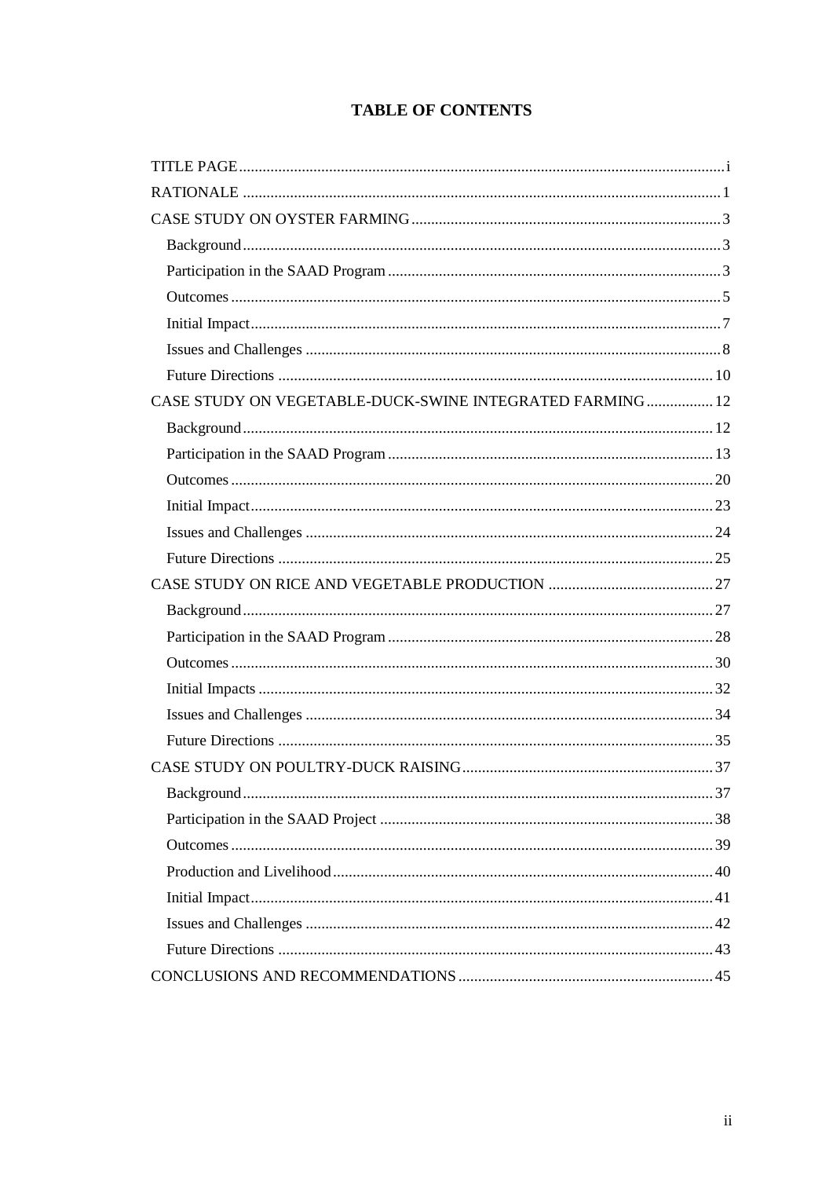# TABLE OF CONTENTS

TITLE PAGE ..... i

RATIONALE ..... 1

CASE STUDY ON OYSTER FARMING ..... 3

- Background ..... 3
- Participation in the SAAD Program ..... 3
- Outcomes ..... 5
- Initial Impact ..... 7
- Issues and Challenges ..... 8
- Future Directions ..... 10

CASE STUDY ON VEGETABLE-DUCK-SWINE INTEGRATED FARMING ..... 12

- Background ..... 12
- Participation in the SAAD Program ..... 13
- Outcomes ..... 20
- Initial Impact ..... 23
- Issues and Challenges ..... 24
- Future Directions ..... 25

CASE STUDY ON RICE AND VEGETABLE PRODUCTION ..... 27

- Background ..... 27
- Participation in the SAAD Program ..... 28
- Outcomes ..... 30
- Initial Impacts ..... 32
- Issues and Challenges ..... 34
- Future Directions ..... 35

CASE STUDY ON POULTRY-DUCK RAISING ..... 37

- Background ..... 37
- Participation in the SAAD Project ..... 38
- Outcomes ..... 39
- Production and Livelihood ..... 40
- Initial Impact ..... 41
- Issues and Challenges ..... 42
- Future Directions ..... 43

CONCLUSIONS AND RECOMMENDATIONS ..... 45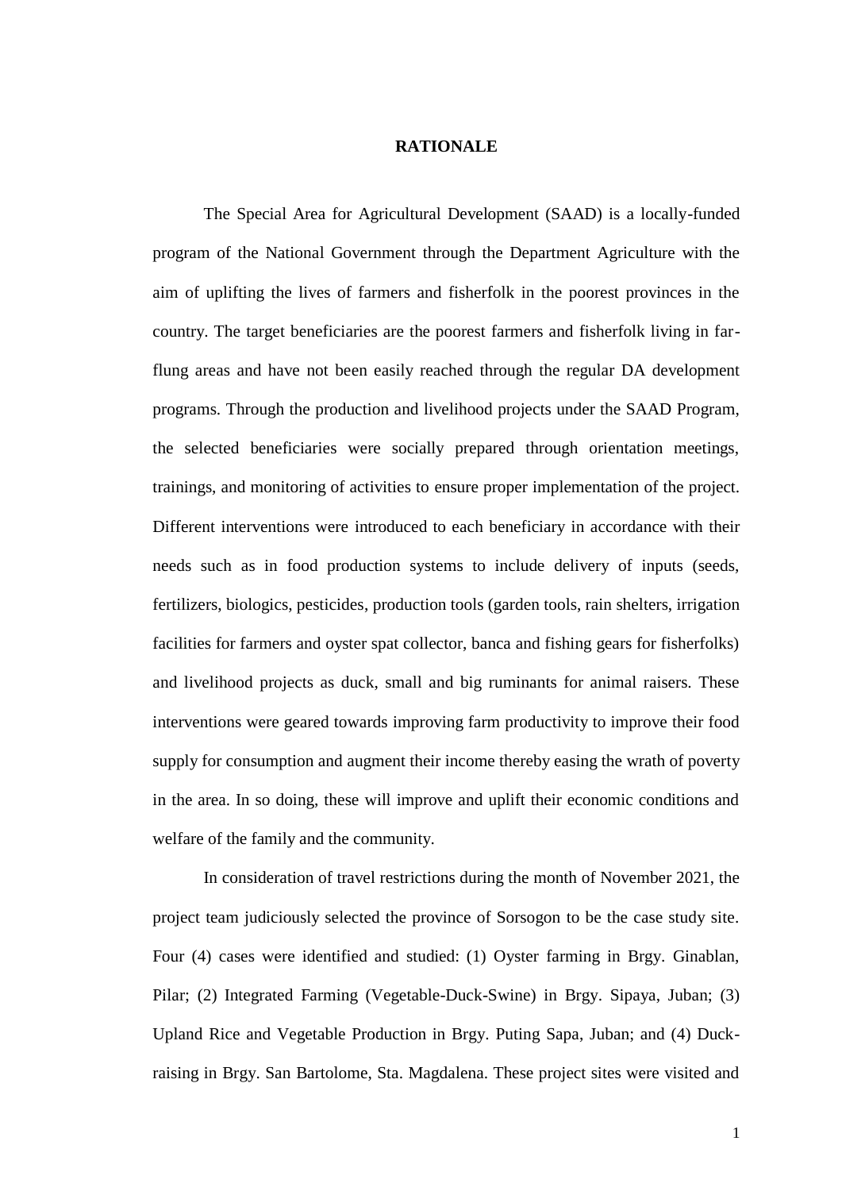# RATIONALE

The Special Area for Agricultural Development (SAAD) is a locally-funded program of the National Government through the Department Agriculture with the aim of uplifting the lives of farmers and fisherfolk in the poorest provinces in the country. The target beneficiaries are the poorest farmers and fisherfolk living in far-flung areas and have not been easily reached through the regular DA development programs. Through the production and livelihood projects under the SAAD Program, the selected beneficiaries were socially prepared through orientation meetings, trainings, and monitoring of activities to ensure proper implementation of the project. Different interventions were introduced to each beneficiary in accordance with their needs such as in food production systems to include delivery of inputs (seeds, fertilizers, biologics, pesticides, production tools (garden tools, rain shelters, irrigation facilities for farmers and oyster spat collector, banca and fishing gears for fisherfolks) and livelihood projects as duck, small and big ruminants for animal raisers. These interventions were geared towards improving farm productivity to improve their food supply for consumption and augment their income thereby easing the wrath of poverty in the area. In so doing, these will improve and uplift their economic conditions and welfare of the family and the community.

In consideration of travel restrictions during the month of November 2021, the project team judiciously selected the province of Sorsogon to be the case study site. Four (4) cases were identified and studied: (1) Oyster farming in Brgy. Ginablan, Pilar; (2) Integrated Farming (Vegetable-Duck-Swine) in Brgy. Sipaya, Juban; (3) Upland Rice and Vegetable Production in Brgy. Puting Sapa, Juban; and (4) Duck-raising in Brgy. San Bartolome, Sta. Magdalena. These project sites were visited and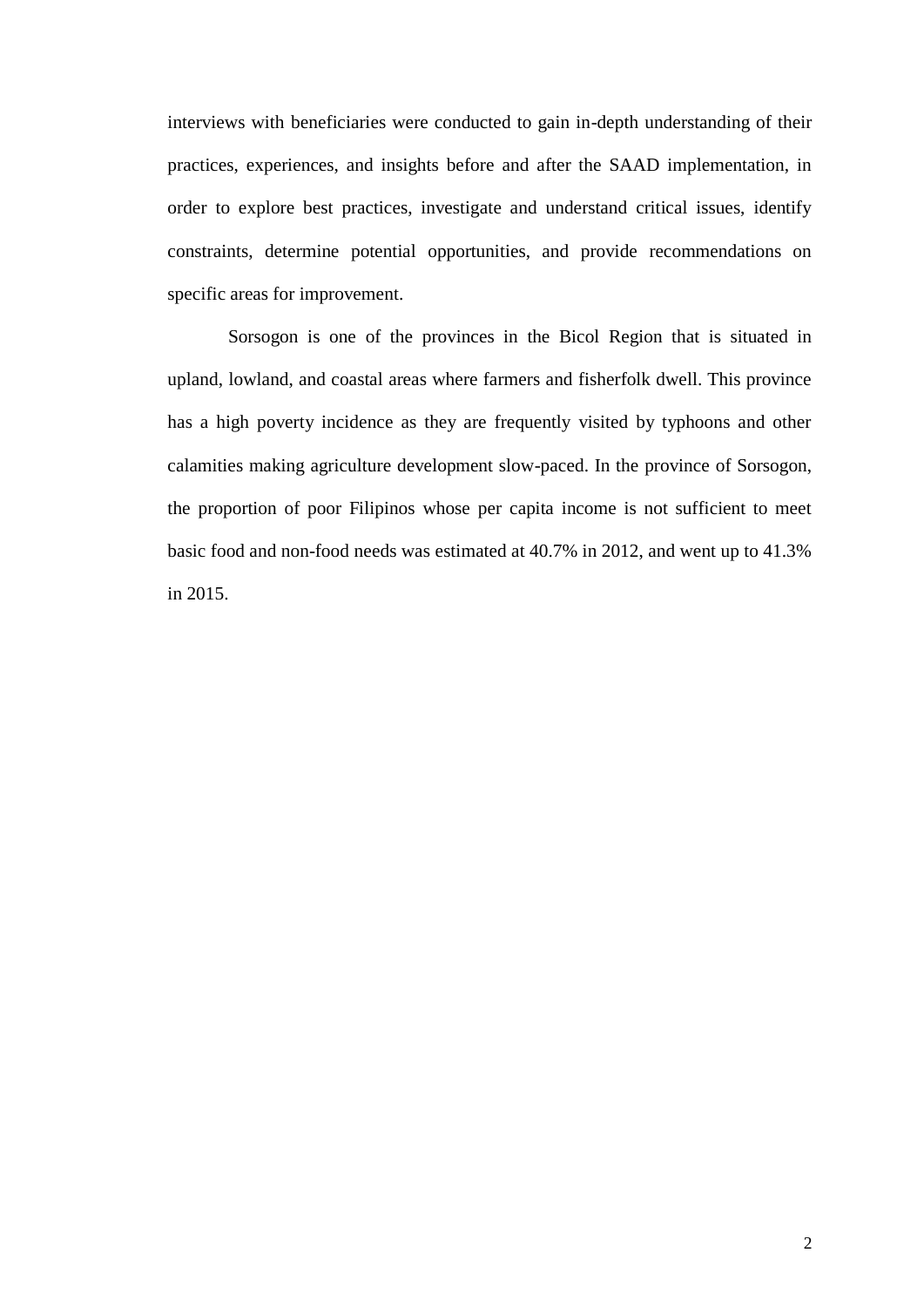interviews with beneficiaries were conducted to gain in-depth understanding of their practices, experiences, and insights before and after the SAAD implementation, in order to explore best practices, investigate and understand critical issues, identify constraints, determine potential opportunities, and provide recommendations on specific areas for improvement.

Sorsogon is one of the provinces in the Bicol Region that is situated in upland, lowland, and coastal areas where farmers and fisherfolk dwell. This province has a high poverty incidence as they are frequently visited by typhoons and other calamities making agriculture development slow-paced. In the province of Sorsogon, the proportion of poor Filipinos whose per capita income is not sufficient to meet basic food and non-food needs was estimated at 40.7% in 2012, and went up to 41.3% in 2015.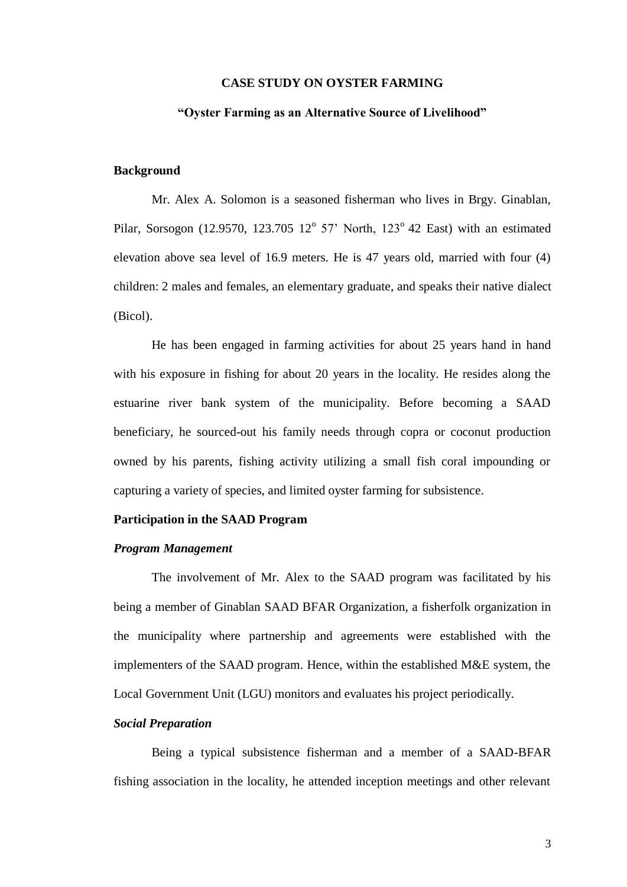**CASE STUDY ON OYSTER FARMING**

**"Oyster Farming as an Alternative Source of Livelihood"**

**Background**

Mr. Alex A. Solomon is a seasoned fisherman who lives in Brgy. Ginablan, Pilar, Sorsogon (12.9570, 123.705 12$^{o}$ 57' North, 123$^{o}$ 42 East) with an estimated elevation above sea level of 16.9 meters. He is 47 years old, married with four (4) children: 2 males and females, an elementary graduate, and speaks their native dialect (Bicol).

He has been engaged in farming activities for about 25 years hand in hand with his exposure in fishing for about 20 years in the locality. He resides along the estuarine river bank system of the municipality. Before becoming a SAAD beneficiary, he sourced-out his family needs through copra or coconut production owned by his parents, fishing activity utilizing a small fish coral impounding or capturing a variety of species, and limited oyster farming for subsistence.

**Participation in the SAAD Program**

***Program Management***

The involvement of Mr. Alex to the SAAD program was facilitated by his being a member of Ginablan SAAD BFAR Organization, a fisherfolk organization in the municipality where partnership and agreements were established with the implementers of the SAAD program. Hence, within the established M&E system, the Local Government Unit (LGU) monitors and evaluates his project periodically.

***Social Preparation***

Being a typical subsistence fisherman and a member of a SAAD-BFAR fishing association in the locality, he attended inception meetings and other relevant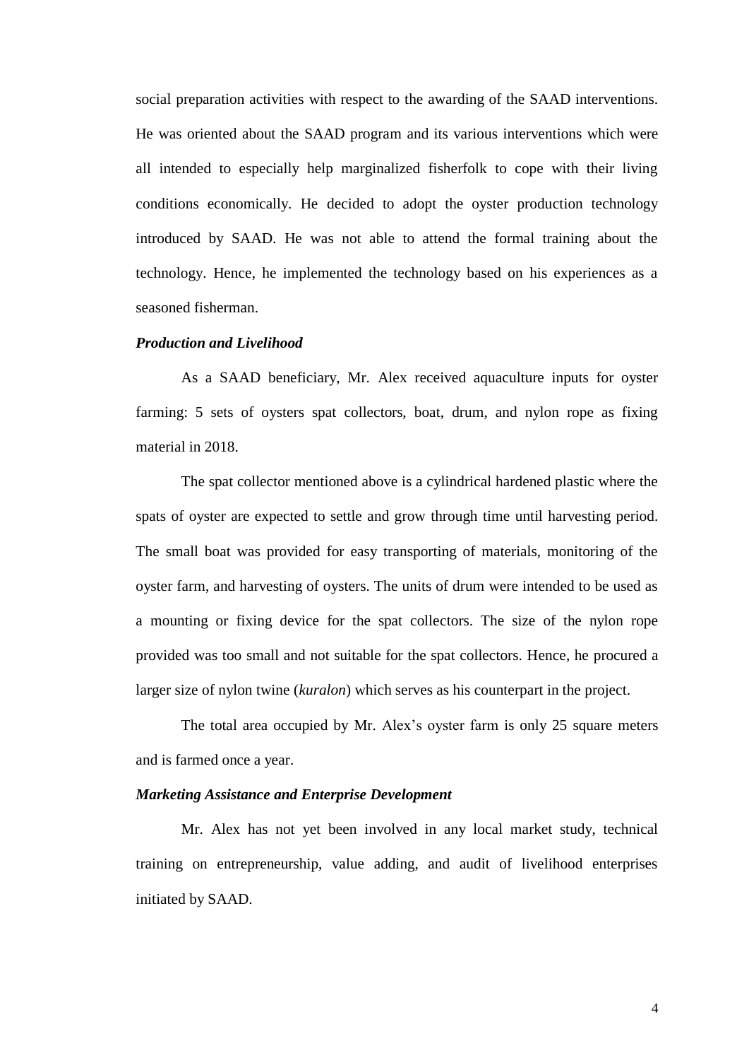social preparation activities with respect to the awarding of the SAAD interventions. He was oriented about the SAAD program and its various interventions which were all intended to especially help marginalized fisherfolk to cope with their living conditions economically. He decided to adopt the oyster production technology introduced by SAAD. He was not able to attend the formal training about the technology. Hence, he implemented the technology based on his experiences as a seasoned fisherman.

***Production and Livelihood***

As a SAAD beneficiary, Mr. Alex received aquaculture inputs for oyster farming: 5 sets of oysters spat collectors, boat, drum, and nylon rope as fixing material in 2018.

The spat collector mentioned above is a cylindrical hardened plastic where the spats of oyster are expected to settle and grow through time until harvesting period. The small boat was provided for easy transporting of materials, monitoring of the oyster farm, and harvesting of oysters. The units of drum were intended to be used as a mounting or fixing device for the spat collectors. The size of the nylon rope provided was too small and not suitable for the spat collectors. Hence, he procured a larger size of nylon twine (*kuralon*) which serves as his counterpart in the project.

The total area occupied by Mr. Alex's oyster farm is only 25 square meters and is farmed once a year.

***Marketing Assistance and Enterprise Development***

Mr. Alex has not yet been involved in any local market study, technical training on entrepreneurship, value adding, and audit of livelihood enterprises initiated by SAAD.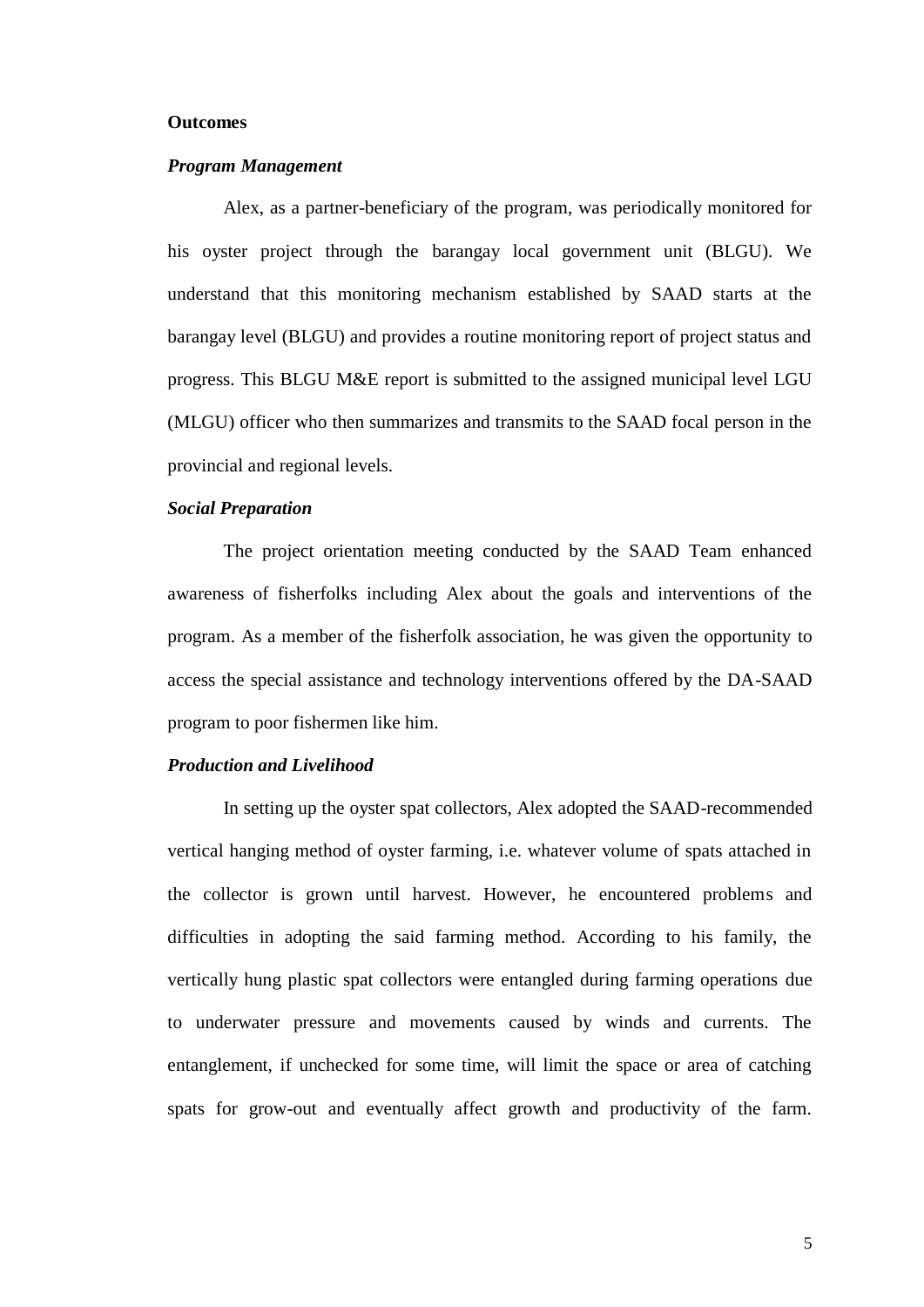**Outcomes**

***Program Management***

Alex, as a partner-beneficiary of the program, was periodically monitored for his oyster project through the barangay local government unit (BLGU). We understand that this monitoring mechanism established by SAAD starts at the barangay level (BLGU) and provides a routine monitoring report of project status and progress. This BLGU M&E report is submitted to the assigned municipal level LGU (MLGU) officer who then summarizes and transmits to the SAAD focal person in the provincial and regional levels.

***Social Preparation***

The project orientation meeting conducted by the SAAD Team enhanced awareness of fisherfolks including Alex about the goals and interventions of the program. As a member of the fisherfolk association, he was given the opportunity to access the special assistance and technology interventions offered by the DA-SAAD program to poor fishermen like him.

***Production and Livelihood***

In setting up the oyster spat collectors, Alex adopted the SAAD-recommended vertical hanging method of oyster farming, i.e. whatever volume of spats attached in the collector is grown until harvest. However, he encountered problems and difficulties in adopting the said farming method. According to his family, the vertically hung plastic spat collectors were entangled during farming operations due to underwater pressure and movements caused by winds and currents. The entanglement, if unchecked for some time, will limit the space or area of catching spats for grow-out and eventually affect growth and productivity of the farm.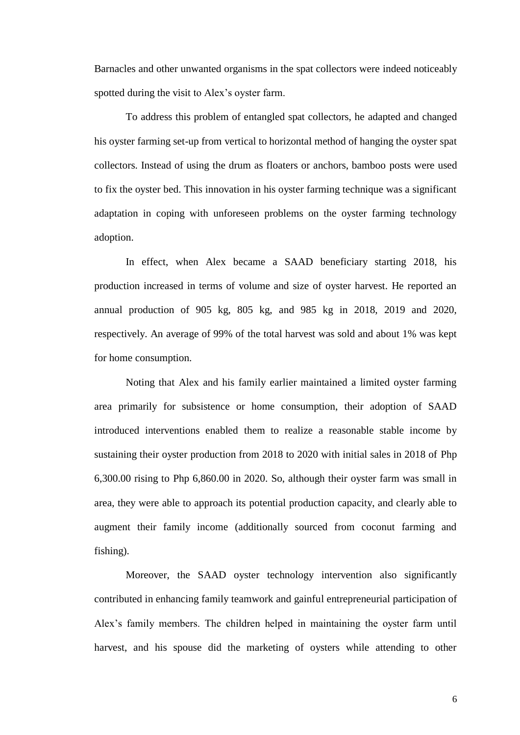Barnacles and other unwanted organisms in the spat collectors were indeed noticeably spotted during the visit to Alex's oyster farm.

To address this problem of entangled spat collectors, he adapted and changed his oyster farming set-up from vertical to horizontal method of hanging the oyster spat collectors. Instead of using the drum as floaters or anchors, bamboo posts were used to fix the oyster bed. This innovation in his oyster farming technique was a significant adaptation in coping with unforeseen problems on the oyster farming technology adoption.

In effect, when Alex became a SAAD beneficiary starting 2018, his production increased in terms of volume and size of oyster harvest. He reported an annual production of 905 kg, 805 kg, and 985 kg in 2018, 2019 and 2020, respectively. An average of 99% of the total harvest was sold and about 1% was kept for home consumption.

Noting that Alex and his family earlier maintained a limited oyster farming area primarily for subsistence or home consumption, their adoption of SAAD introduced interventions enabled them to realize a reasonable stable income by sustaining their oyster production from 2018 to 2020 with initial sales in 2018 of Php 6,300.00 rising to Php 6,860.00 in 2020. So, although their oyster farm was small in area, they were able to approach its potential production capacity, and clearly able to augment their family income (additionally sourced from coconut farming and fishing).

Moreover, the SAAD oyster technology intervention also significantly contributed in enhancing family teamwork and gainful entrepreneurial participation of Alex's family members. The children helped in maintaining the oyster farm until harvest, and his spouse did the marketing of oysters while attending to other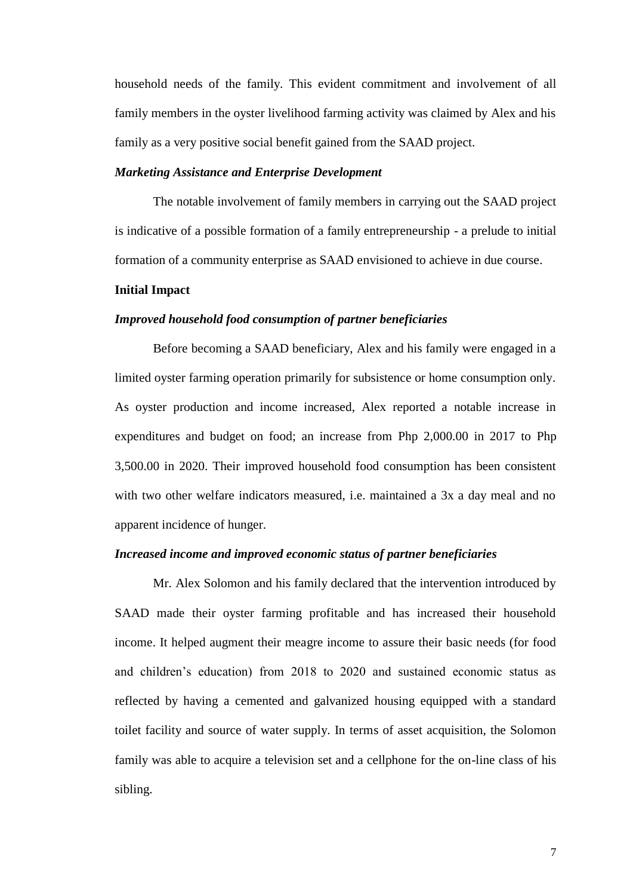household needs of the family. This evident commitment and involvement of all family members in the oyster livelihood farming activity was claimed by Alex and his family as a very positive social benefit gained from the SAAD project.

***Marketing Assistance and Enterprise Development***

The notable involvement of family members in carrying out the SAAD project is indicative of a possible formation of a family entrepreneurship - a prelude to initial formation of a community enterprise as SAAD envisioned to achieve in due course.

**Initial Impact**

***Improved household food consumption of partner beneficiaries***

Before becoming a SAAD beneficiary, Alex and his family were engaged in a limited oyster farming operation primarily for subsistence or home consumption only. As oyster production and income increased, Alex reported a notable increase in expenditures and budget on food; an increase from Php 2,000.00 in 2017 to Php 3,500.00 in 2020. Their improved household food consumption has been consistent with two other welfare indicators measured, i.e. maintained a 3x a day meal and no apparent incidence of hunger.

***Increased income and improved economic status of partner beneficiaries***

Mr. Alex Solomon and his family declared that the intervention introduced by SAAD made their oyster farming profitable and has increased their household income. It helped augment their meagre income to assure their basic needs (for food and children's education) from 2018 to 2020 and sustained economic status as reflected by having a cemented and galvanized housing equipped with a standard toilet facility and source of water supply. In terms of asset acquisition, the Solomon family was able to acquire a television set and a cellphone for the on-line class of his sibling.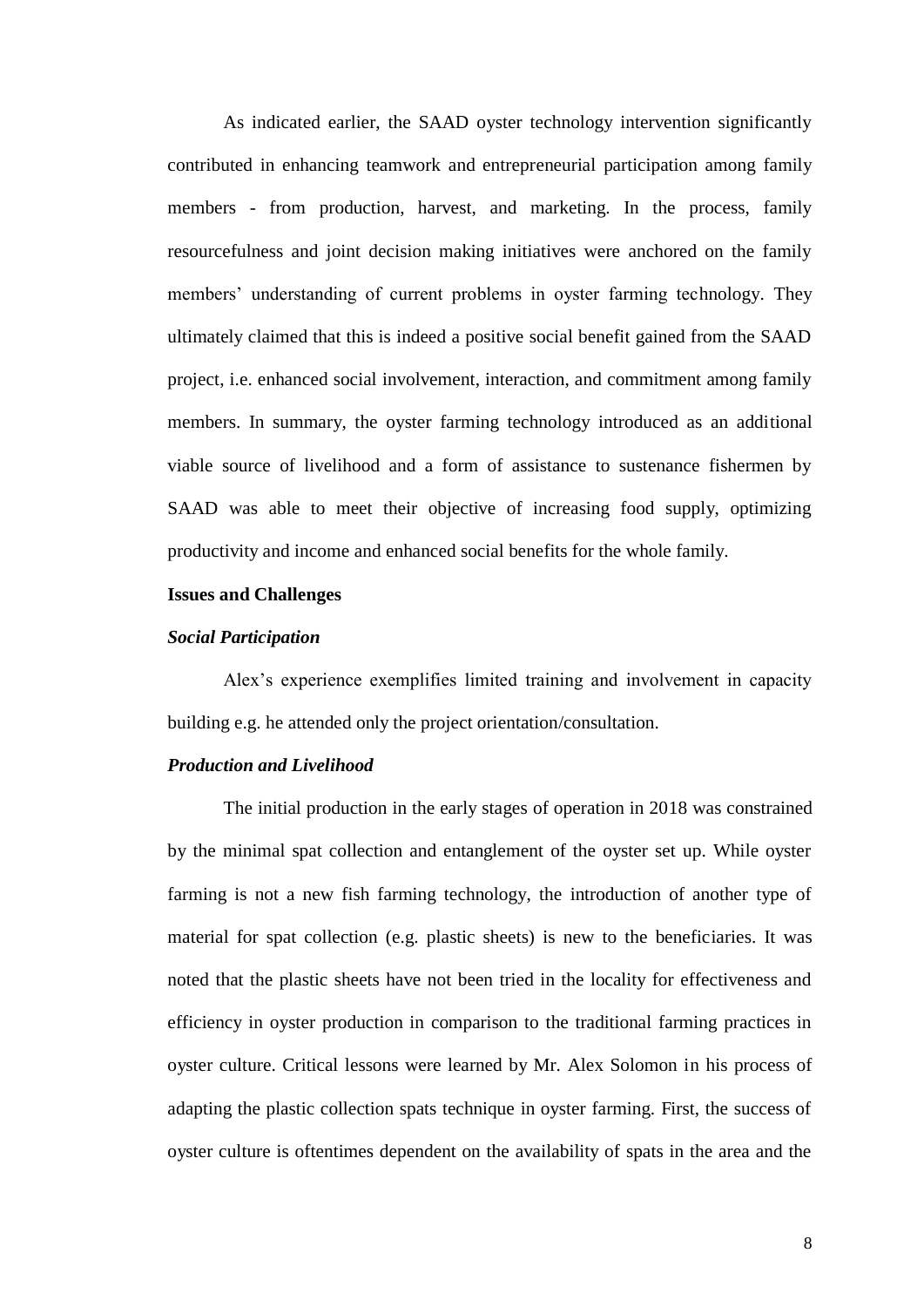As indicated earlier, the SAAD oyster technology intervention significantly contributed in enhancing teamwork and entrepreneurial participation among family members - from production, harvest, and marketing. In the process, family resourcefulness and joint decision making initiatives were anchored on the family members' understanding of current problems in oyster farming technology. They ultimately claimed that this is indeed a positive social benefit gained from the SAAD project, i.e. enhanced social involvement, interaction, and commitment among family members. In summary, the oyster farming technology introduced as an additional viable source of livelihood and a form of assistance to sustenance fishermen by SAAD was able to meet their objective of increasing food supply, optimizing productivity and income and enhanced social benefits for the whole family.

**Issues and Challenges**

***Social Participation***

Alex's experience exemplifies limited training and involvement in capacity building e.g. he attended only the project orientation/consultation.

***Production and Livelihood***

The initial production in the early stages of operation in 2018 was constrained by the minimal spat collection and entanglement of the oyster set up. While oyster farming is not a new fish farming technology, the introduction of another type of material for spat collection (e.g. plastic sheets) is new to the beneficiaries. It was noted that the plastic sheets have not been tried in the locality for effectiveness and efficiency in oyster production in comparison to the traditional farming practices in oyster culture. Critical lessons were learned by Mr. Alex Solomon in his process of adapting the plastic collection spats technique in oyster farming. First, the success of oyster culture is oftentimes dependent on the availability of spats in the area and the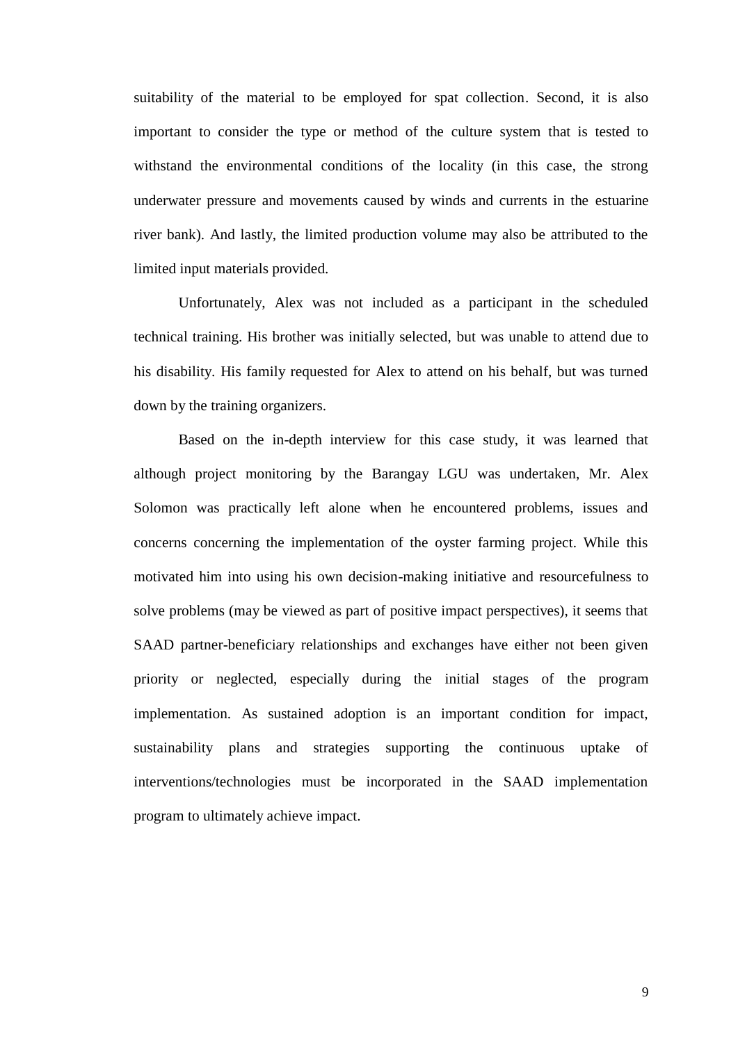suitability of the material to be employed for spat collection. Second, it is also important to consider the type or method of the culture system that is tested to withstand the environmental conditions of the locality (in this case, the strong underwater pressure and movements caused by winds and currents in the estuarine river bank). And lastly, the limited production volume may also be attributed to the limited input materials provided.

Unfortunately, Alex was not included as a participant in the scheduled technical training. His brother was initially selected, but was unable to attend due to his disability. His family requested for Alex to attend on his behalf, but was turned down by the training organizers.

Based on the in-depth interview for this case study, it was learned that although project monitoring by the Barangay LGU was undertaken, Mr. Alex Solomon was practically left alone when he encountered problems, issues and concerns concerning the implementation of the oyster farming project. While this motivated him into using his own decision-making initiative and resourcefulness to solve problems (may be viewed as part of positive impact perspectives), it seems that SAAD partner-beneficiary relationships and exchanges have either not been given priority or neglected, especially during the initial stages of the program implementation. As sustained adoption is an important condition for impact, sustainability plans and strategies supporting the continuous uptake of interventions/technologies must be incorporated in the SAAD implementation program to ultimately achieve impact.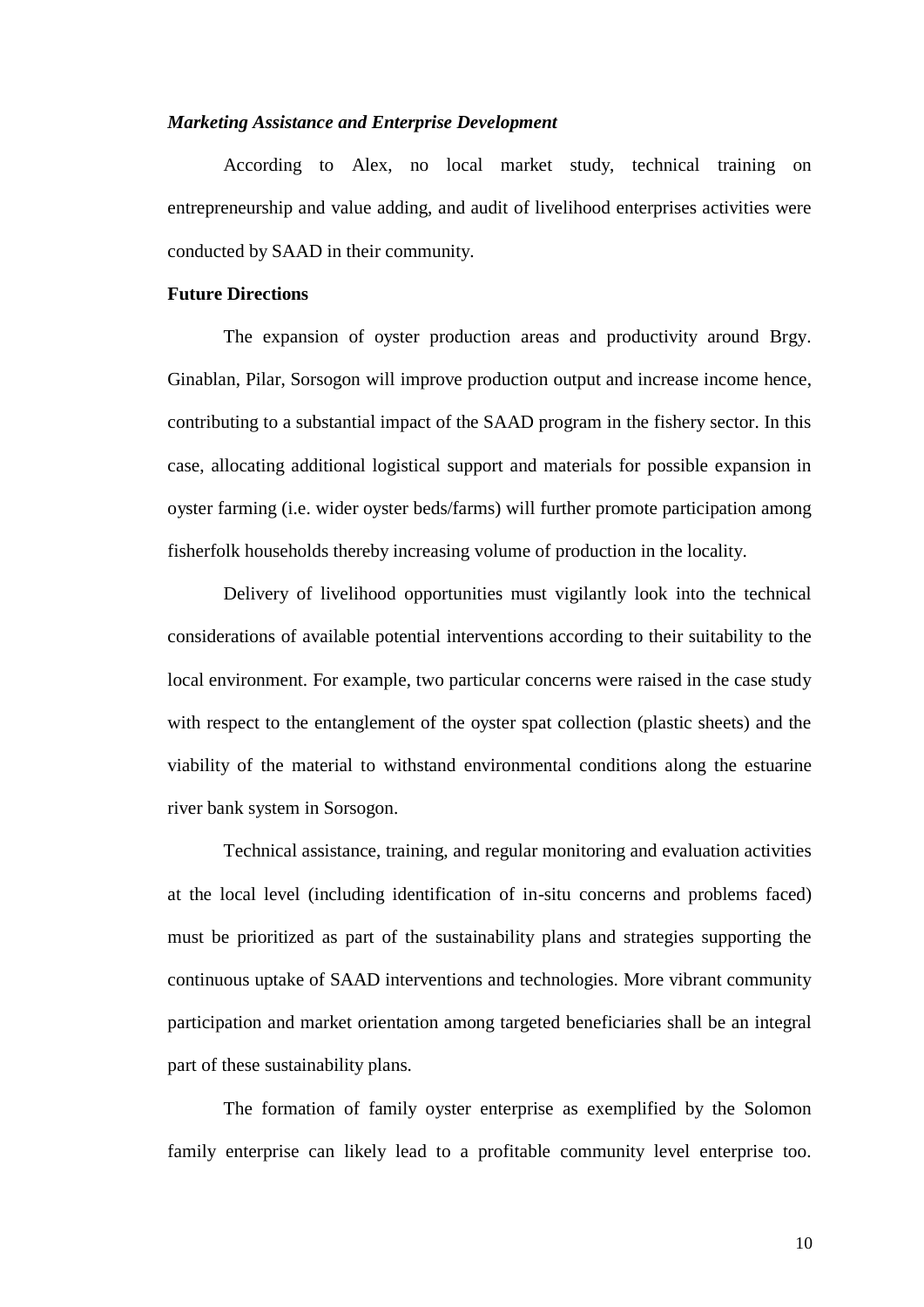*Marketing Assistance and Enterprise Development*

According to Alex, no local market study, technical training on entrepreneurship and value adding, and audit of livelihood enterprises activities were conducted by SAAD in their community.

**Future Directions**

The expansion of oyster production areas and productivity around Brgy. Ginablan, Pilar, Sorsogon will improve production output and increase income hence, contributing to a substantial impact of the SAAD program in the fishery sector. In this case, allocating additional logistical support and materials for possible expansion in oyster farming (i.e. wider oyster beds/farms) will further promote participation among fisherfolk households thereby increasing volume of production in the locality.

Delivery of livelihood opportunities must vigilantly look into the technical considerations of available potential interventions according to their suitability to the local environment. For example, two particular concerns were raised in the case study with respect to the entanglement of the oyster spat collection (plastic sheets) and the viability of the material to withstand environmental conditions along the estuarine river bank system in Sorsogon.

Technical assistance, training, and regular monitoring and evaluation activities at the local level (including identification of in-situ concerns and problems faced) must be prioritized as part of the sustainability plans and strategies supporting the continuous uptake of SAAD interventions and technologies. More vibrant community participation and market orientation among targeted beneficiaries shall be an integral part of these sustainability plans.

The formation of family oyster enterprise as exemplified by the Solomon family enterprise can likely lead to a profitable community level enterprise too.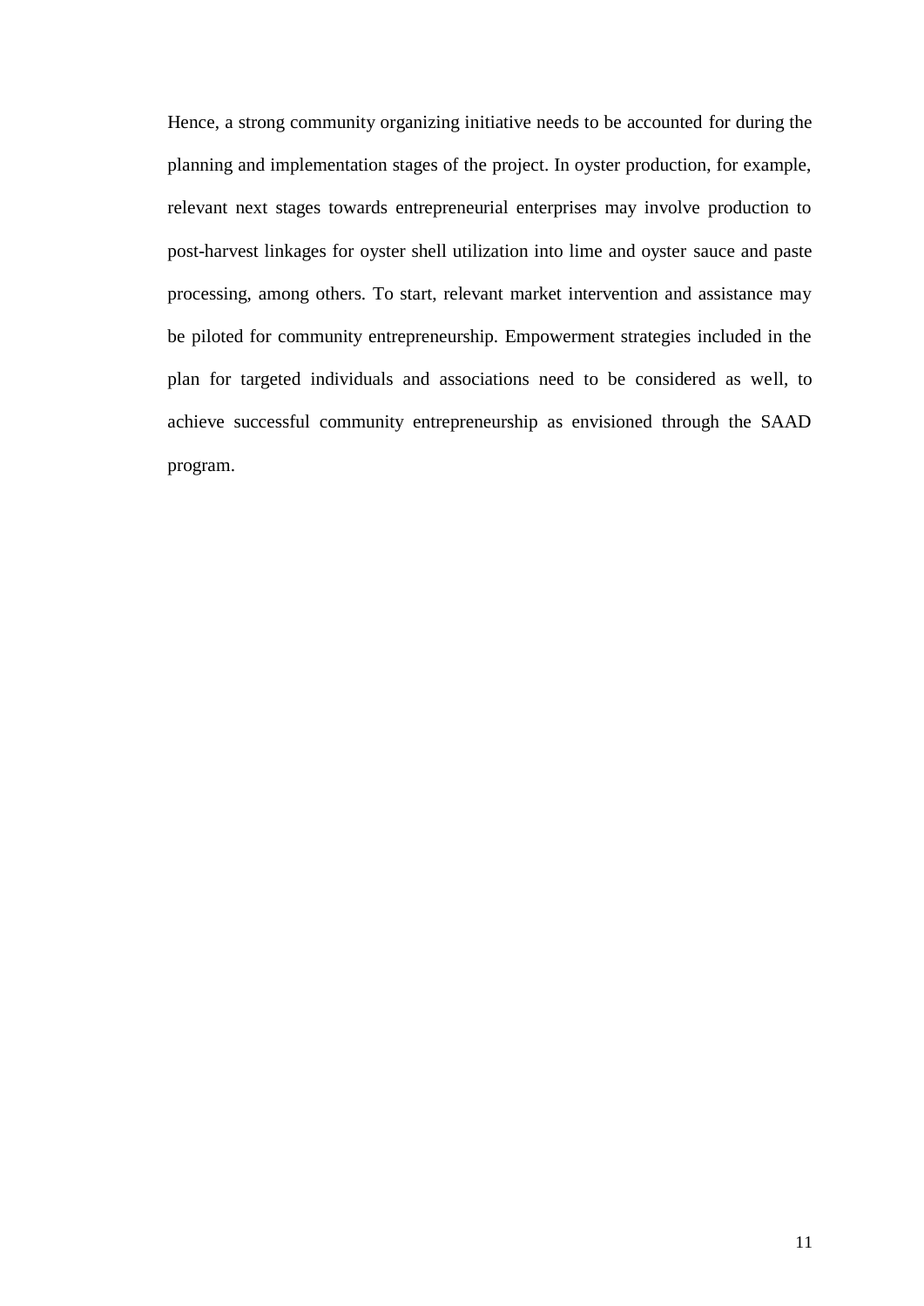Hence, a strong community organizing initiative needs to be accounted for during the planning and implementation stages of the project. In oyster production, for example, relevant next stages towards entrepreneurial enterprises may involve production to post-harvest linkages for oyster shell utilization into lime and oyster sauce and paste processing, among others. To start, relevant market intervention and assistance may be piloted for community entrepreneurship. Empowerment strategies included in the plan for targeted individuals and associations need to be considered as well, to achieve successful community entrepreneurship as envisioned through the SAAD program.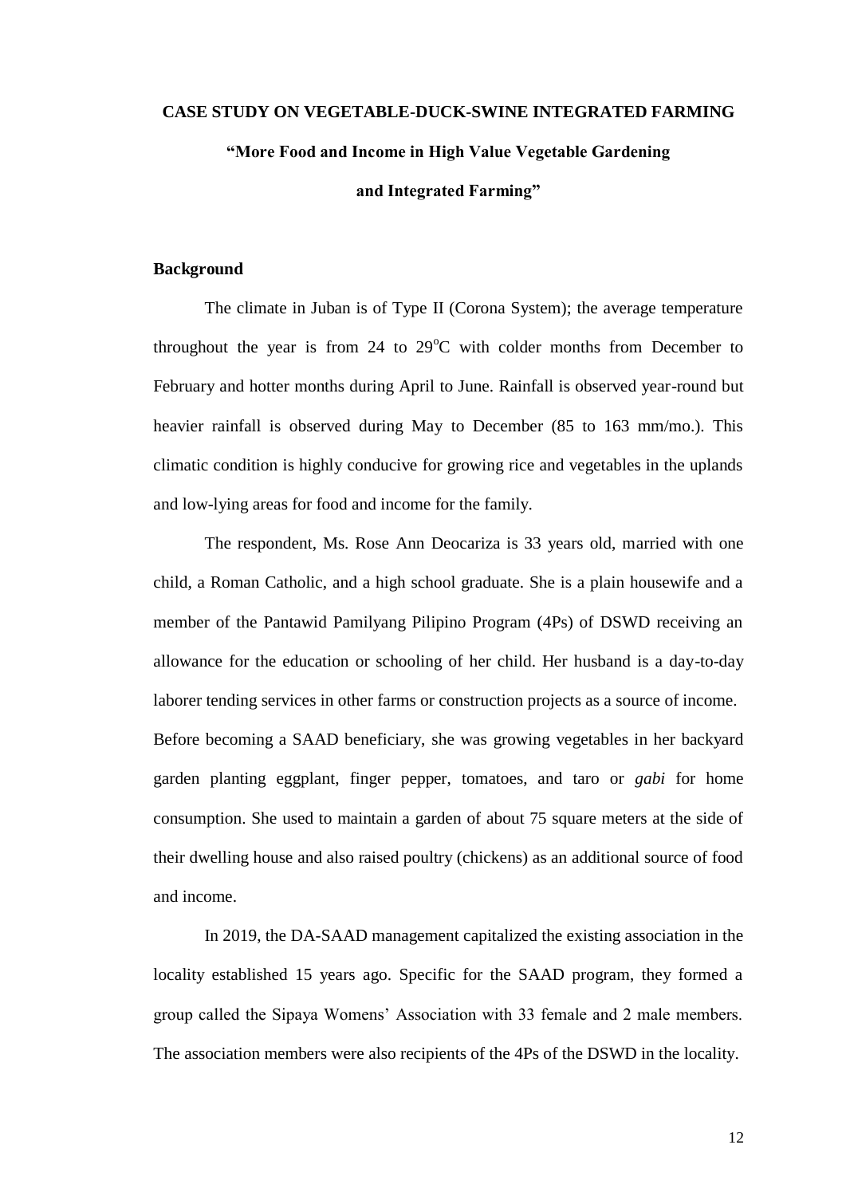# CASE STUDY ON VEGETABLE-DUCK-SWINE INTEGRATED FARMING

## "More Food and Income in High Value Vegetable Gardening and Integrated Farming"

### Background

The climate in Juban is of Type II (Corona System); the average temperature throughout the year is from 24 to 29$^{o}$C with colder months from December to February and hotter months during April to June. Rainfall is observed year-round but heavier rainfall is observed during May to December (85 to 163 mm/mo.). This climatic condition is highly conducive for growing rice and vegetables in the uplands and low-lying areas for food and income for the family.

The respondent, Ms. Rose Ann Deocariza is 33 years old, married with one child, a Roman Catholic, and a high school graduate. She is a plain housewife and a member of the Pantawid Pamilyang Pilipino Program (4Ps) of DSWD receiving an allowance for the education or schooling of her child. Her husband is a day-to-day laborer tending services in other farms or construction projects as a source of income. Before becoming a SAAD beneficiary, she was growing vegetables in her backyard garden planting eggplant, finger pepper, tomatoes, and taro or *gabi* for home consumption. She used to maintain a garden of about 75 square meters at the side of their dwelling house and also raised poultry (chickens) as an additional source of food and income.

In 2019, the DA-SAAD management capitalized the existing association in the locality established 15 years ago. Specific for the SAAD program, they formed a group called the Sipaya Womens' Association with 33 female and 2 male members. The association members were also recipients of the 4Ps of the DSWD in the locality.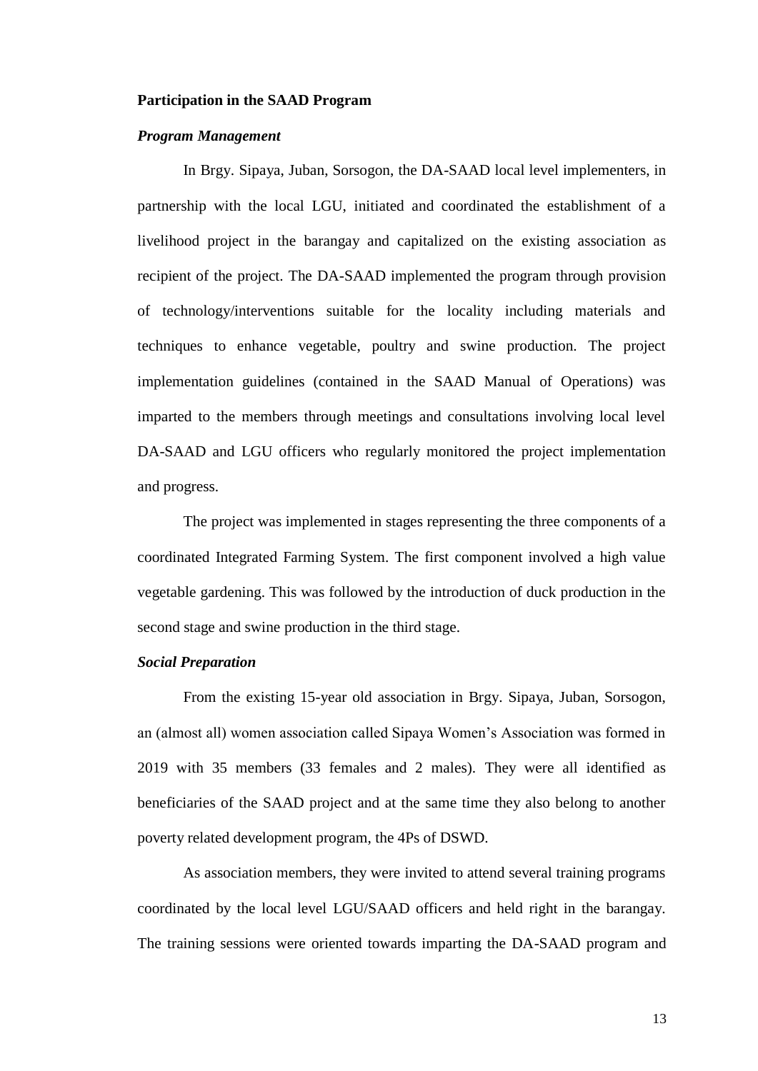**Participation in the SAAD Program**

***Program Management***

In Brgy. Sipaya, Juban, Sorsogon, the DA-SAAD local level implementers, in partnership with the local LGU, initiated and coordinated the establishment of a livelihood project in the barangay and capitalized on the existing association as recipient of the project. The DA-SAAD implemented the program through provision of technology/interventions suitable for the locality including materials and techniques to enhance vegetable, poultry and swine production. The project implementation guidelines (contained in the SAAD Manual of Operations) was imparted to the members through meetings and consultations involving local level DA-SAAD and LGU officers who regularly monitored the project implementation and progress.

The project was implemented in stages representing the three components of a coordinated Integrated Farming System. The first component involved a high value vegetable gardening. This was followed by the introduction of duck production in the second stage and swine production in the third stage.

***Social Preparation***

From the existing 15-year old association in Brgy. Sipaya, Juban, Sorsogon, an (almost all) women association called Sipaya Women's Association was formed in 2019 with 35 members (33 females and 2 males). They were all identified as beneficiaries of the SAAD project and at the same time they also belong to another poverty related development program, the 4Ps of DSWD.

As association members, they were invited to attend several training programs coordinated by the local level LGU/SAAD officers and held right in the barangay. The training sessions were oriented towards imparting the DA-SAAD program and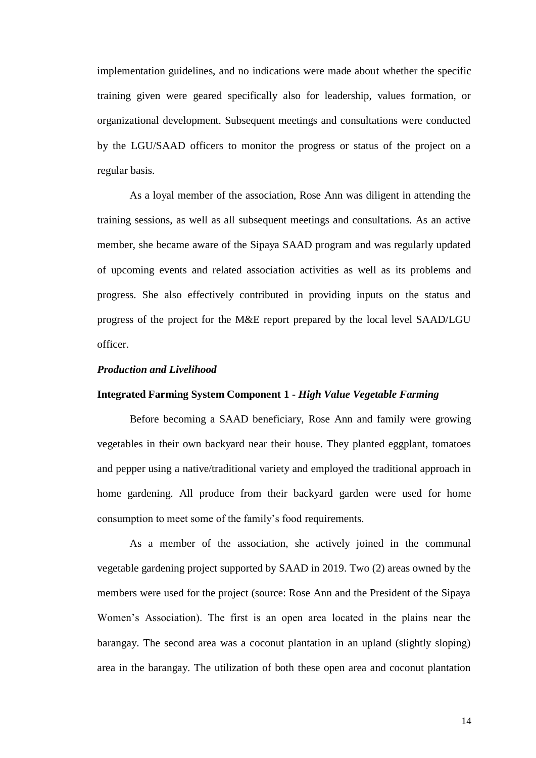implementation guidelines, and no indications were made about whether the specific training given were geared specifically also for leadership, values formation, or organizational development. Subsequent meetings and consultations were conducted by the LGU/SAAD officers to monitor the progress or status of the project on a regular basis.

As a loyal member of the association, Rose Ann was diligent in attending the training sessions, as well as all subsequent meetings and consultations. As an active member, she became aware of the Sipaya SAAD program and was regularly updated of upcoming events and related association activities as well as its problems and progress. She also effectively contributed in providing inputs on the status and progress of the project for the M&E report prepared by the local level SAAD/LGU officer.

***Production and Livelihood***

**Integrated Farming System Component 1 -** ***High Value Vegetable Farming***

Before becoming a SAAD beneficiary, Rose Ann and family were growing vegetables in their own backyard near their house. They planted eggplant, tomatoes and pepper using a native/traditional variety and employed the traditional approach in home gardening. All produce from their backyard garden were used for home consumption to meet some of the family's food requirements.

As a member of the association, she actively joined in the communal vegetable gardening project supported by SAAD in 2019. Two (2) areas owned by the members were used for the project (source: Rose Ann and the President of the Sipaya Women's Association). The first is an open area located in the plains near the barangay. The second area was a coconut plantation in an upland (slightly sloping) area in the barangay. The utilization of both these open area and coconut plantation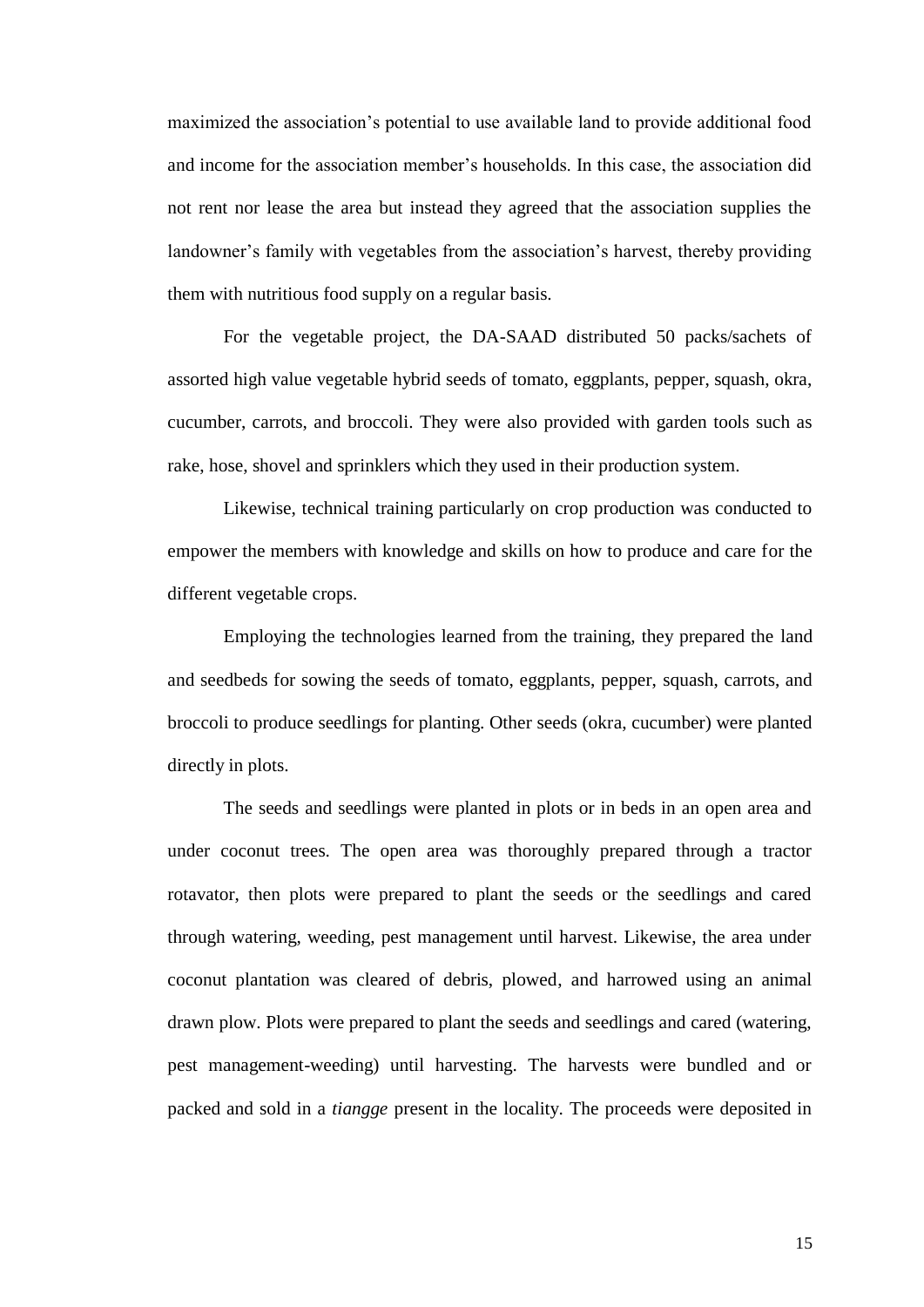maximized the association's potential to use available land to provide additional food and income for the association member's households. In this case, the association did not rent nor lease the area but instead they agreed that the association supplies the landowner's family with vegetables from the association's harvest, thereby providing them with nutritious food supply on a regular basis.

For the vegetable project, the DA-SAAD distributed 50 packs/sachets of assorted high value vegetable hybrid seeds of tomato, eggplants, pepper, squash, okra, cucumber, carrots, and broccoli. They were also provided with garden tools such as rake, hose, shovel and sprinklers which they used in their production system.

Likewise, technical training particularly on crop production was conducted to empower the members with knowledge and skills on how to produce and care for the different vegetable crops.

Employing the technologies learned from the training, they prepared the land and seedbeds for sowing the seeds of tomato, eggplants, pepper, squash, carrots, and broccoli to produce seedlings for planting. Other seeds (okra, cucumber) were planted directly in plots.

The seeds and seedlings were planted in plots or in beds in an open area and under coconut trees. The open area was thoroughly prepared through a tractor rotavator, then plots were prepared to plant the seeds or the seedlings and cared through watering, weeding, pest management until harvest. Likewise, the area under coconut plantation was cleared of debris, plowed, and harrowed using an animal drawn plow. Plots were prepared to plant the seeds and seedlings and cared (watering, pest management-weeding) until harvesting. The harvests were bundled and or packed and sold in a *tiangge* present in the locality. The proceeds were deposited in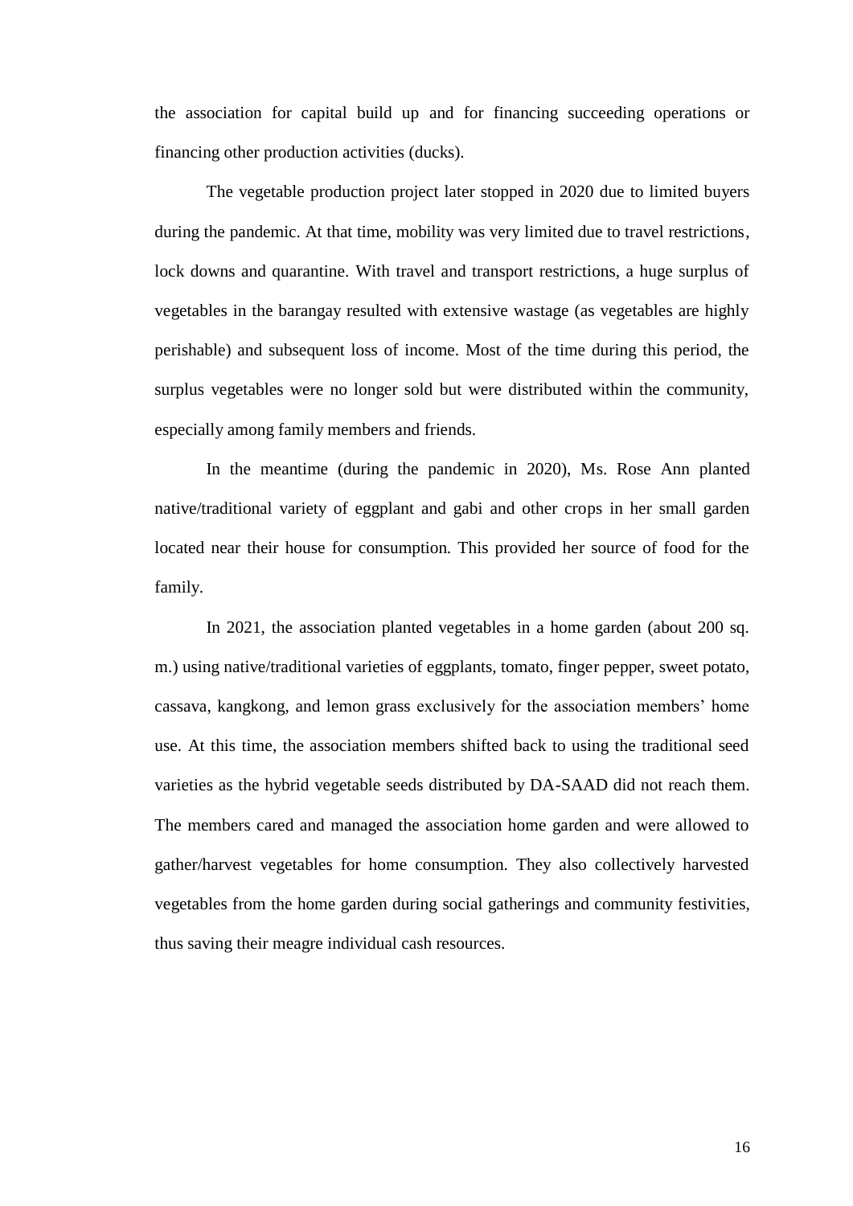the association for capital build up and for financing succeeding operations or financing other production activities (ducks).

The vegetable production project later stopped in 2020 due to limited buyers during the pandemic. At that time, mobility was very limited due to travel restrictions, lock downs and quarantine. With travel and transport restrictions, a huge surplus of vegetables in the barangay resulted with extensive wastage (as vegetables are highly perishable) and subsequent loss of income. Most of the time during this period, the surplus vegetables were no longer sold but were distributed within the community, especially among family members and friends.

In the meantime (during the pandemic in 2020), Ms. Rose Ann planted native/traditional variety of eggplant and gabi and other crops in her small garden located near their house for consumption. This provided her source of food for the family.

In 2021, the association planted vegetables in a home garden (about 200 sq. m.) using native/traditional varieties of eggplants, tomato, finger pepper, sweet potato, cassava, kangkong, and lemon grass exclusively for the association members' home use. At this time, the association members shifted back to using the traditional seed varieties as the hybrid vegetable seeds distributed by DA-SAAD did not reach them. The members cared and managed the association home garden and were allowed to gather/harvest vegetables for home consumption. They also collectively harvested vegetables from the home garden during social gatherings and community festivities, thus saving their meagre individual cash resources.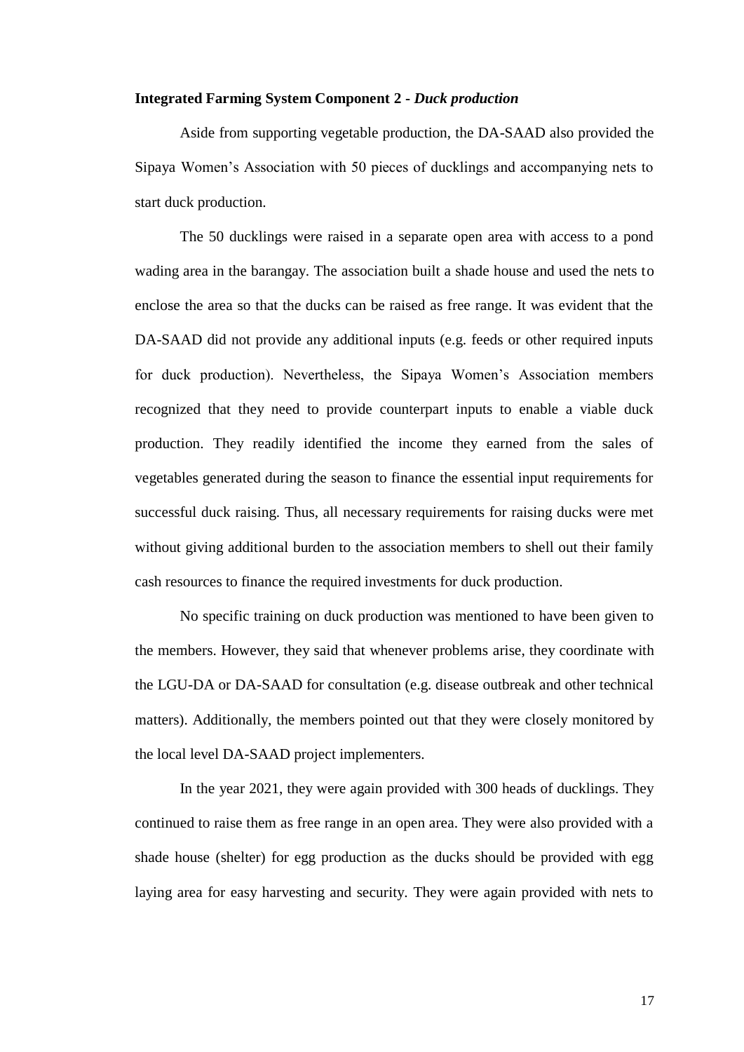**Integrated Farming System Component 2 -** ***Duck production***

Aside from supporting vegetable production, the DA-SAAD also provided the Sipaya Women's Association with 50 pieces of ducklings and accompanying nets to start duck production.

The 50 ducklings were raised in a separate open area with access to a pond wading area in the barangay. The association built a shade house and used the nets to enclose the area so that the ducks can be raised as free range. It was evident that the DA-SAAD did not provide any additional inputs (e.g. feeds or other required inputs for duck production). Nevertheless, the Sipaya Women's Association members recognized that they need to provide counterpart inputs to enable a viable duck production. They readily identified the income they earned from the sales of vegetables generated during the season to finance the essential input requirements for successful duck raising. Thus, all necessary requirements for raising ducks were met without giving additional burden to the association members to shell out their family cash resources to finance the required investments for duck production.

No specific training on duck production was mentioned to have been given to the members. However, they said that whenever problems arise, they coordinate with the LGU-DA or DA-SAAD for consultation (e.g. disease outbreak and other technical matters). Additionally, the members pointed out that they were closely monitored by the local level DA-SAAD project implementers.

In the year 2021, they were again provided with 300 heads of ducklings. They continued to raise them as free range in an open area. They were also provided with a shade house (shelter) for egg production as the ducks should be provided with egg laying area for easy harvesting and security. They were again provided with nets to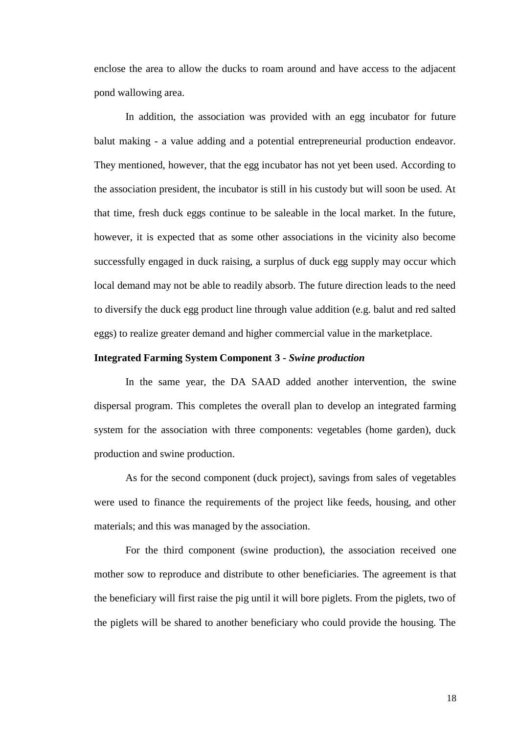enclose the area to allow the ducks to roam around and have access to the adjacent pond wallowing area.

In addition, the association was provided with an egg incubator for future balut making - a value adding and a potential entrepreneurial production endeavor. They mentioned, however, that the egg incubator has not yet been used. According to the association president, the incubator is still in his custody but will soon be used. At that time, fresh duck eggs continue to be saleable in the local market. In the future, however, it is expected that as some other associations in the vicinity also become successfully engaged in duck raising, a surplus of duck egg supply may occur which local demand may not be able to readily absorb. The future direction leads to the need to diversify the duck egg product line through value addition (e.g. balut and red salted eggs) to realize greater demand and higher commercial value in the marketplace.

**Integrated Farming System Component 3 -** ***Swine production***

In the same year, the DA SAAD added another intervention, the swine dispersal program. This completes the overall plan to develop an integrated farming system for the association with three components: vegetables (home garden), duck production and swine production.

As for the second component (duck project), savings from sales of vegetables were used to finance the requirements of the project like feeds, housing, and other materials; and this was managed by the association.

For the third component (swine production), the association received one mother sow to reproduce and distribute to other beneficiaries. The agreement is that the beneficiary will first raise the pig until it will bore piglets. From the piglets, two of the piglets will be shared to another beneficiary who could provide the housing. The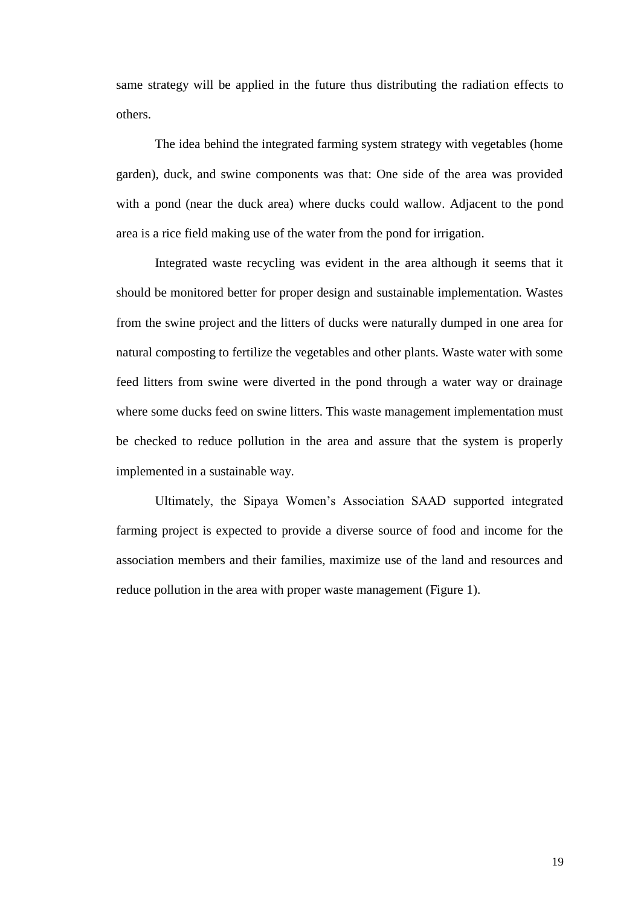same strategy will be applied in the future thus distributing the radiation effects to others.

The idea behind the integrated farming system strategy with vegetables (home garden), duck, and swine components was that: One side of the area was provided with a pond (near the duck area) where ducks could wallow. Adjacent to the pond area is a rice field making use of the water from the pond for irrigation.

Integrated waste recycling was evident in the area although it seems that it should be monitored better for proper design and sustainable implementation. Wastes from the swine project and the litters of ducks were naturally dumped in one area for natural composting to fertilize the vegetables and other plants. Waste water with some feed litters from swine were diverted in the pond through a water way or drainage where some ducks feed on swine litters. This waste management implementation must be checked to reduce pollution in the area and assure that the system is properly implemented in a sustainable way.

Ultimately, the Sipaya Women's Association SAAD supported integrated farming project is expected to provide a diverse source of food and income for the association members and their families, maximize use of the land and resources and reduce pollution in the area with proper waste management (Figure 1).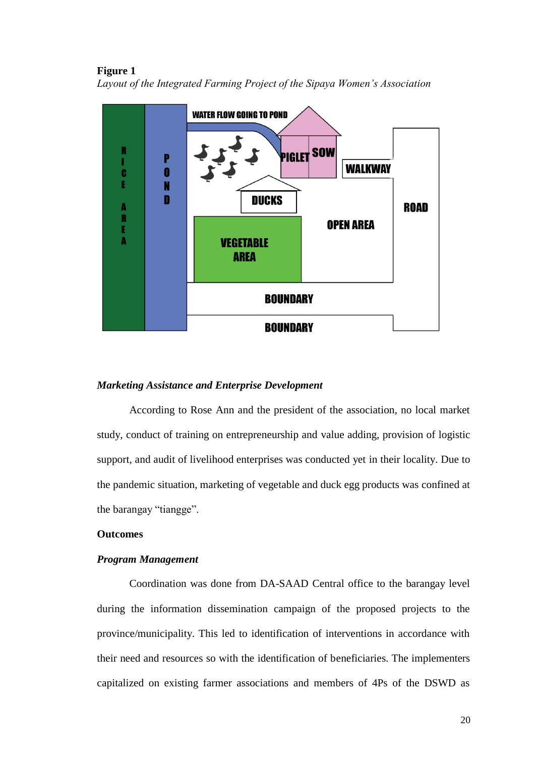**Figure 1**

*Layout of the Integrated Farming Project of the Sipaya Women's Association*

*Marketing Assistance and Enterprise Development*

According to Rose Ann and the president of the association, no local market study, conduct of training on entrepreneurship and value adding, provision of logistic support, and audit of livelihood enterprises was conducted yet in their locality. Due to the pandemic situation, marketing of vegetable and duck egg products was confined at the barangay "tiangge".

**Outcomes**

*Program Management*

Coordination was done from DA-SAAD Central office to the barangay level during the information dissemination campaign of the proposed projects to the province/municipality. This led to identification of interventions in accordance with their need and resources so with the identification of beneficiaries. The implementers capitalized on existing farmer associations and members of 4Ps of the DSWD as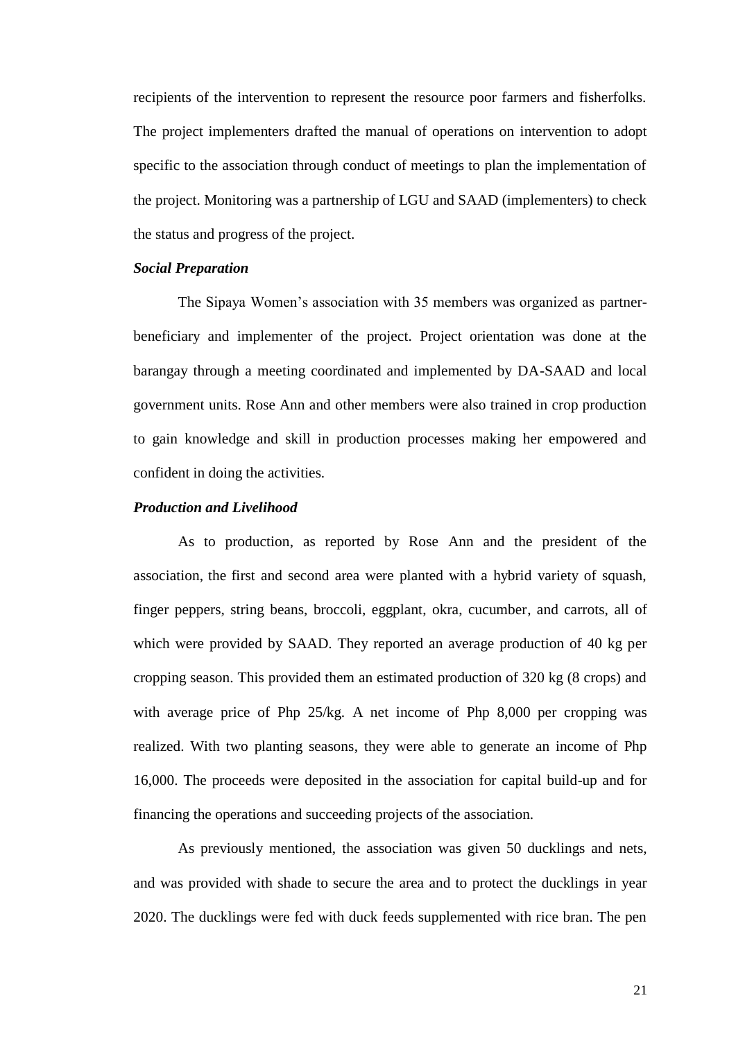recipients of the intervention to represent the resource poor farmers and fisherfolks. The project implementers drafted the manual of operations on intervention to adopt specific to the association through conduct of meetings to plan the implementation of the project. Monitoring was a partnership of LGU and SAAD (implementers) to check the status and progress of the project.

***Social Preparation***

The Sipaya Women's association with 35 members was organized as partner-beneficiary and implementer of the project. Project orientation was done at the barangay through a meeting coordinated and implemented by DA-SAAD and local government units. Rose Ann and other members were also trained in crop production to gain knowledge and skill in production processes making her empowered and confident in doing the activities.

***Production and Livelihood***

As to production, as reported by Rose Ann and the president of the association, the first and second area were planted with a hybrid variety of squash, finger peppers, string beans, broccoli, eggplant, okra, cucumber, and carrots, all of which were provided by SAAD. They reported an average production of 40 kg per cropping season. This provided them an estimated production of 320 kg (8 crops) and with average price of Php 25/kg. A net income of Php 8,000 per cropping was realized. With two planting seasons, they were able to generate an income of Php 16,000. The proceeds were deposited in the association for capital build-up and for financing the operations and succeeding projects of the association.

As previously mentioned, the association was given 50 ducklings and nets, and was provided with shade to secure the area and to protect the ducklings in year 2020. The ducklings were fed with duck feeds supplemented with rice bran. The pen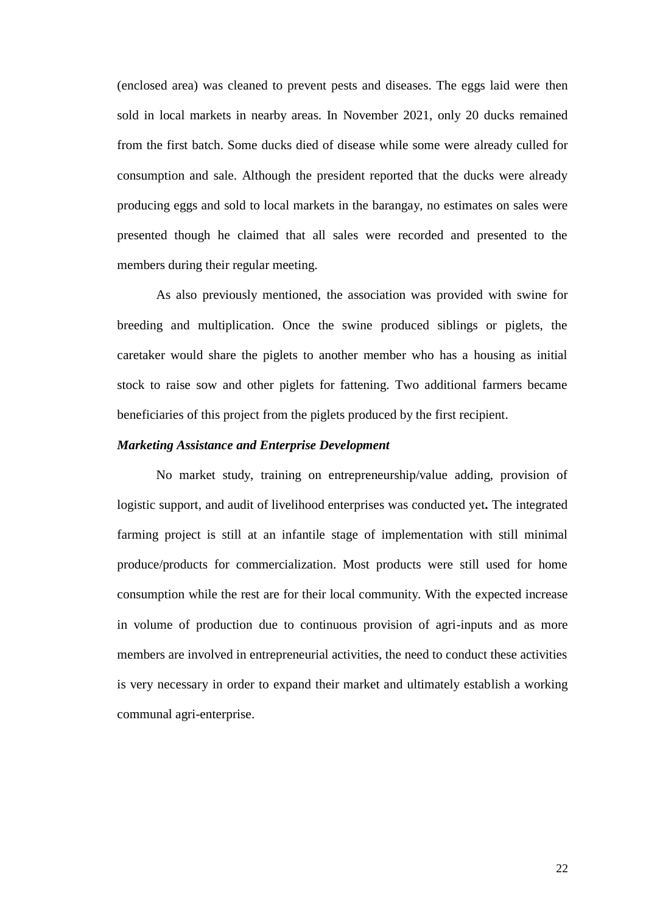(enclosed area) was cleaned to prevent pests and diseases. The eggs laid were then sold in local markets in nearby areas. In November 2021, only 20 ducks remained from the first batch. Some ducks died of disease while some were already culled for consumption and sale. Although the president reported that the ducks were already producing eggs and sold to local markets in the barangay, no estimates on sales were presented though he claimed that all sales were recorded and presented to the members during their regular meeting.

As also previously mentioned, the association was provided with swine for breeding and multiplication. Once the swine produced siblings or piglets, the caretaker would share the piglets to another member who has a housing as initial stock to raise sow and other piglets for fattening. Two additional farmers became beneficiaries of this project from the piglets produced by the first recipient.

***Marketing Assistance and Enterprise Development***

No market study, training on entrepreneurship/value adding, provision of logistic support, and audit of livelihood enterprises was conducted yet**.** The integrated farming project is still at an infantile stage of implementation with still minimal produce/products for commercialization. Most products were still used for home consumption while the rest are for their local community. With the expected increase in volume of production due to continuous provision of agri-inputs and as more members are involved in entrepreneurial activities, the need to conduct these activities is very necessary in order to expand their market and ultimately establish a working communal agri-enterprise.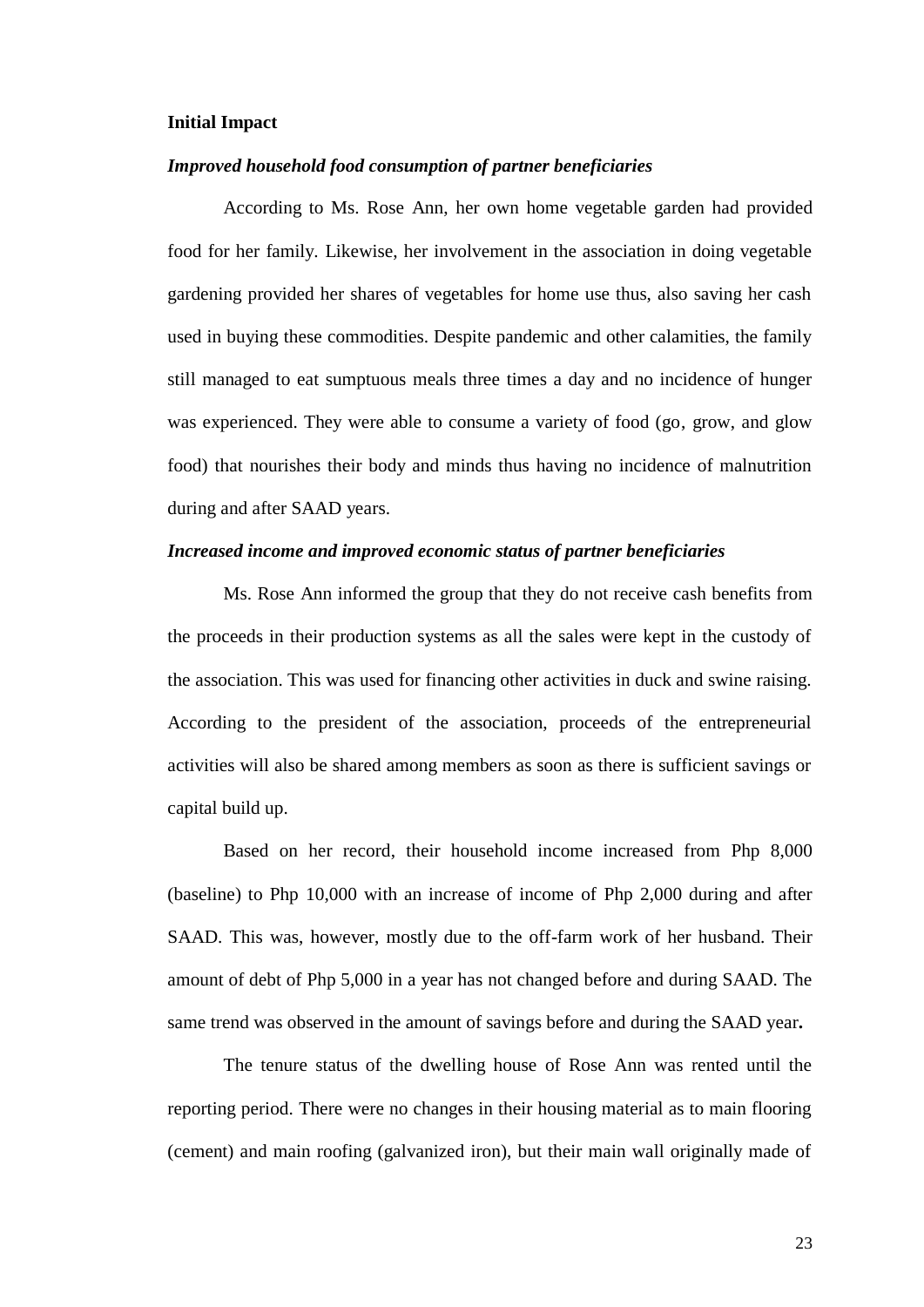**Initial Impact**

***Improved household food consumption of partner beneficiaries***

According to Ms. Rose Ann, her own home vegetable garden had provided food for her family. Likewise, her involvement in the association in doing vegetable gardening provided her shares of vegetables for home use thus, also saving her cash used in buying these commodities. Despite pandemic and other calamities, the family still managed to eat sumptuous meals three times a day and no incidence of hunger was experienced. They were able to consume a variety of food (go, grow, and glow food) that nourishes their body and minds thus having no incidence of malnutrition during and after SAAD years.

***Increased income and improved economic status of partner beneficiaries***

Ms. Rose Ann informed the group that they do not receive cash benefits from the proceeds in their production systems as all the sales were kept in the custody of the association. This was used for financing other activities in duck and swine raising. According to the president of the association, proceeds of the entrepreneurial activities will also be shared among members as soon as there is sufficient savings or capital build up.

Based on her record, their household income increased from Php 8,000 (baseline) to Php 10,000 with an increase of income of Php 2,000 during and after SAAD. This was, however, mostly due to the off-farm work of her husband. Their amount of debt of Php 5,000 in a year has not changed before and during SAAD. The same trend was observed in the amount of savings before and during the SAAD year**.**

The tenure status of the dwelling house of Rose Ann was rented until the reporting period. There were no changes in their housing material as to main flooring (cement) and main roofing (galvanized iron), but their main wall originally made of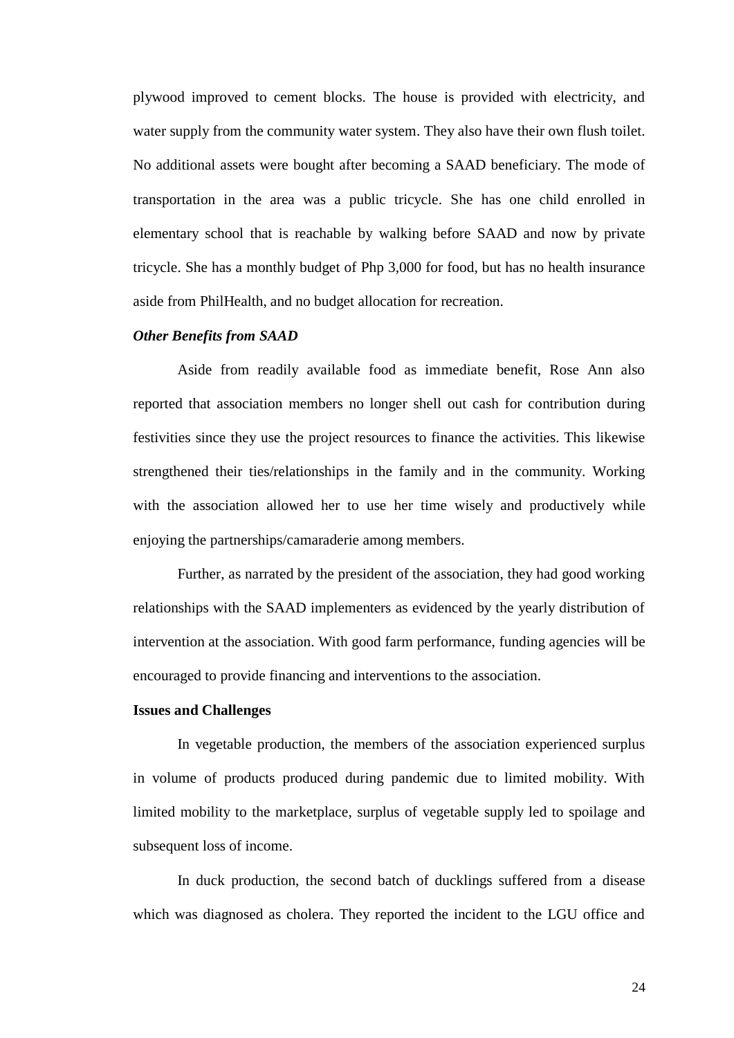plywood improved to cement blocks. The house is provided with electricity, and water supply from the community water system. They also have their own flush toilet. No additional assets were bought after becoming a SAAD beneficiary. The mode of transportation in the area was a public tricycle. She has one child enrolled in elementary school that is reachable by walking before SAAD and now by private tricycle. She has a monthly budget of Php 3,000 for food, but has no health insurance aside from PhilHealth, and no budget allocation for recreation.

***Other Benefits from SAAD***

Aside from readily available food as immediate benefit, Rose Ann also reported that association members no longer shell out cash for contribution during festivities since they use the project resources to finance the activities. This likewise strengthened their ties/relationships in the family and in the community. Working with the association allowed her to use her time wisely and productively while enjoying the partnerships/camaraderie among members.

Further, as narrated by the president of the association, they had good working relationships with the SAAD implementers as evidenced by the yearly distribution of intervention at the association. With good farm performance, funding agencies will be encouraged to provide financing and interventions to the association.

**Issues and Challenges**

In vegetable production, the members of the association experienced surplus in volume of products produced during pandemic due to limited mobility. With limited mobility to the marketplace, surplus of vegetable supply led to spoilage and subsequent loss of income.

In duck production, the second batch of ducklings suffered from a disease which was diagnosed as cholera. They reported the incident to the LGU office and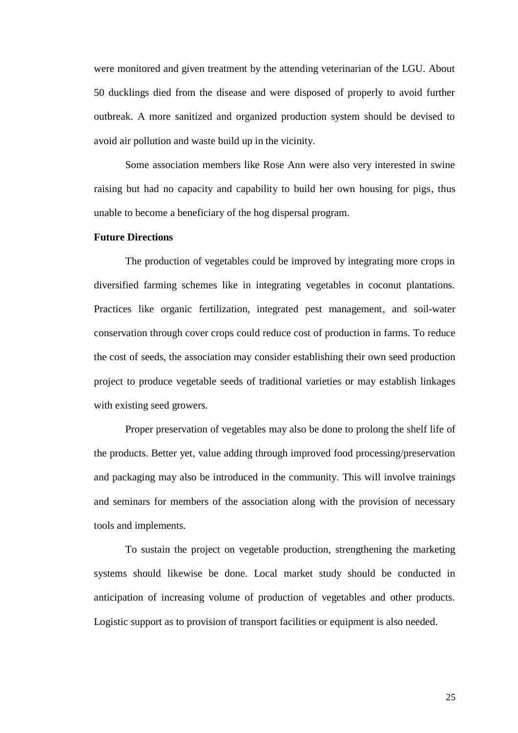were monitored and given treatment by the attending veterinarian of the LGU. About 50 ducklings died from the disease and were disposed of properly to avoid further outbreak. A more sanitized and organized production system should be devised to avoid air pollution and waste build up in the vicinity.

Some association members like Rose Ann were also very interested in swine raising but had no capacity and capability to build her own housing for pigs, thus unable to become a beneficiary of the hog dispersal program.

**Future Directions**

The production of vegetables could be improved by integrating more crops in diversified farming schemes like in integrating vegetables in coconut plantations. Practices like organic fertilization, integrated pest management, and soil-water conservation through cover crops could reduce cost of production in farms. To reduce the cost of seeds, the association may consider establishing their own seed production project to produce vegetable seeds of traditional varieties or may establish linkages with existing seed growers.

Proper preservation of vegetables may also be done to prolong the shelf life of the products. Better yet, value adding through improved food processing/preservation and packaging may also be introduced in the community. This will involve trainings and seminars for members of the association along with the provision of necessary tools and implements.

To sustain the project on vegetable production, strengthening the marketing systems should likewise be done. Local market study should be conducted in anticipation of increasing volume of production of vegetables and other products. Logistic support as to provision of transport facilities or equipment is also needed.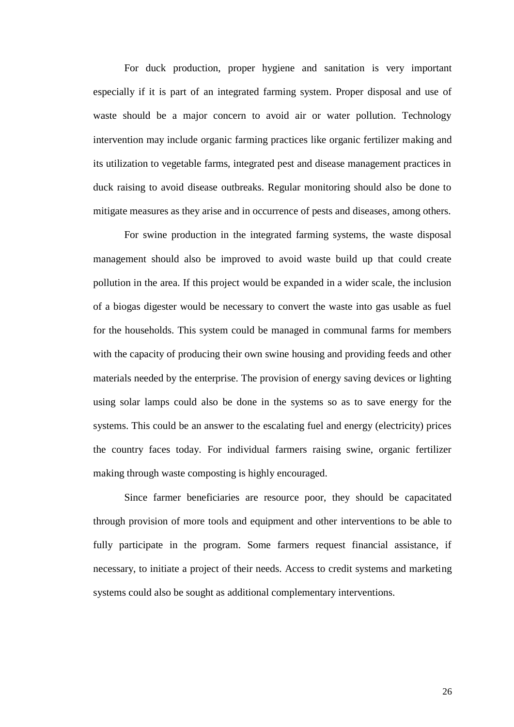For duck production, proper hygiene and sanitation is very important especially if it is part of an integrated farming system. Proper disposal and use of waste should be a major concern to avoid air or water pollution. Technology intervention may include organic farming practices like organic fertilizer making and its utilization to vegetable farms, integrated pest and disease management practices in duck raising to avoid disease outbreaks. Regular monitoring should also be done to mitigate measures as they arise and in occurrence of pests and diseases, among others.

For swine production in the integrated farming systems, the waste disposal management should also be improved to avoid waste build up that could create pollution in the area. If this project would be expanded in a wider scale, the inclusion of a biogas digester would be necessary to convert the waste into gas usable as fuel for the households. This system could be managed in communal farms for members with the capacity of producing their own swine housing and providing feeds and other materials needed by the enterprise. The provision of energy saving devices or lighting using solar lamps could also be done in the systems so as to save energy for the systems. This could be an answer to the escalating fuel and energy (electricity) prices the country faces today. For individual farmers raising swine, organic fertilizer making through waste composting is highly encouraged.

Since farmer beneficiaries are resource poor, they should be capacitated through provision of more tools and equipment and other interventions to be able to fully participate in the program. Some farmers request financial assistance, if necessary, to initiate a project of their needs. Access to credit systems and marketing systems could also be sought as additional complementary interventions.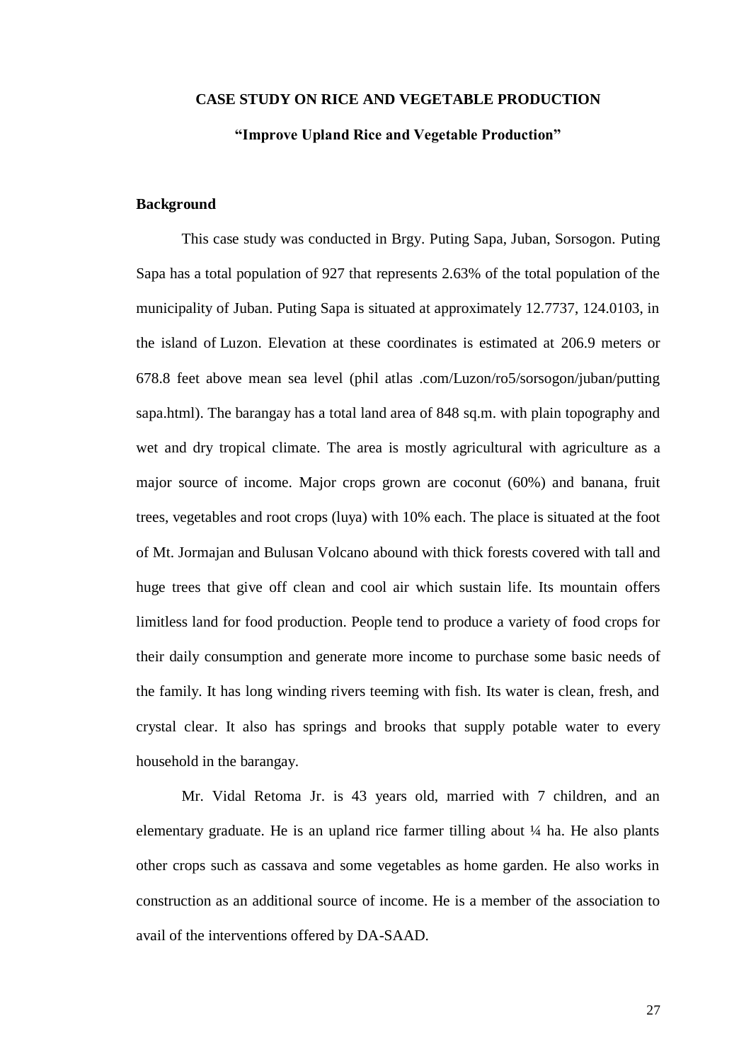# CASE STUDY ON RICE AND VEGETABLE PRODUCTION

## "Improve Upland Rice and Vegetable Production"

### Background

This case study was conducted in Brgy. Puting Sapa, Juban, Sorsogon. Puting Sapa has a total population of 927 that represents 2.63% of the total population of the municipality of Juban. Puting Sapa is situated at approximately 12.7737, 124.0103, in the island of Luzon. Elevation at these coordinates is estimated at 206.9 meters or 678.8 feet above mean sea level (phil atlas .com/Luzon/ro5/sorsogon/juban/putting sapa.html). The barangay has a total land area of 848 sq.m. with plain topography and wet and dry tropical climate. The area is mostly agricultural with agriculture as a major source of income. Major crops grown are coconut (60%) and banana, fruit trees, vegetables and root crops (luya) with 10% each. The place is situated at the foot of Mt. Jormajan and Bulusan Volcano abound with thick forests covered with tall and huge trees that give off clean and cool air which sustain life. Its mountain offers limitless land for food production. People tend to produce a variety of food crops for their daily consumption and generate more income to purchase some basic needs of the family. It has long winding rivers teeming with fish. Its water is clean, fresh, and crystal clear. It also has springs and brooks that supply potable water to every household in the barangay.

Mr. Vidal Retoma Jr. is 43 years old, married with 7 children, and an elementary graduate. He is an upland rice farmer tilling about ¼ ha. He also plants other crops such as cassava and some vegetables as home garden. He also works in construction as an additional source of income. He is a member of the association to avail of the interventions offered by DA-SAAD.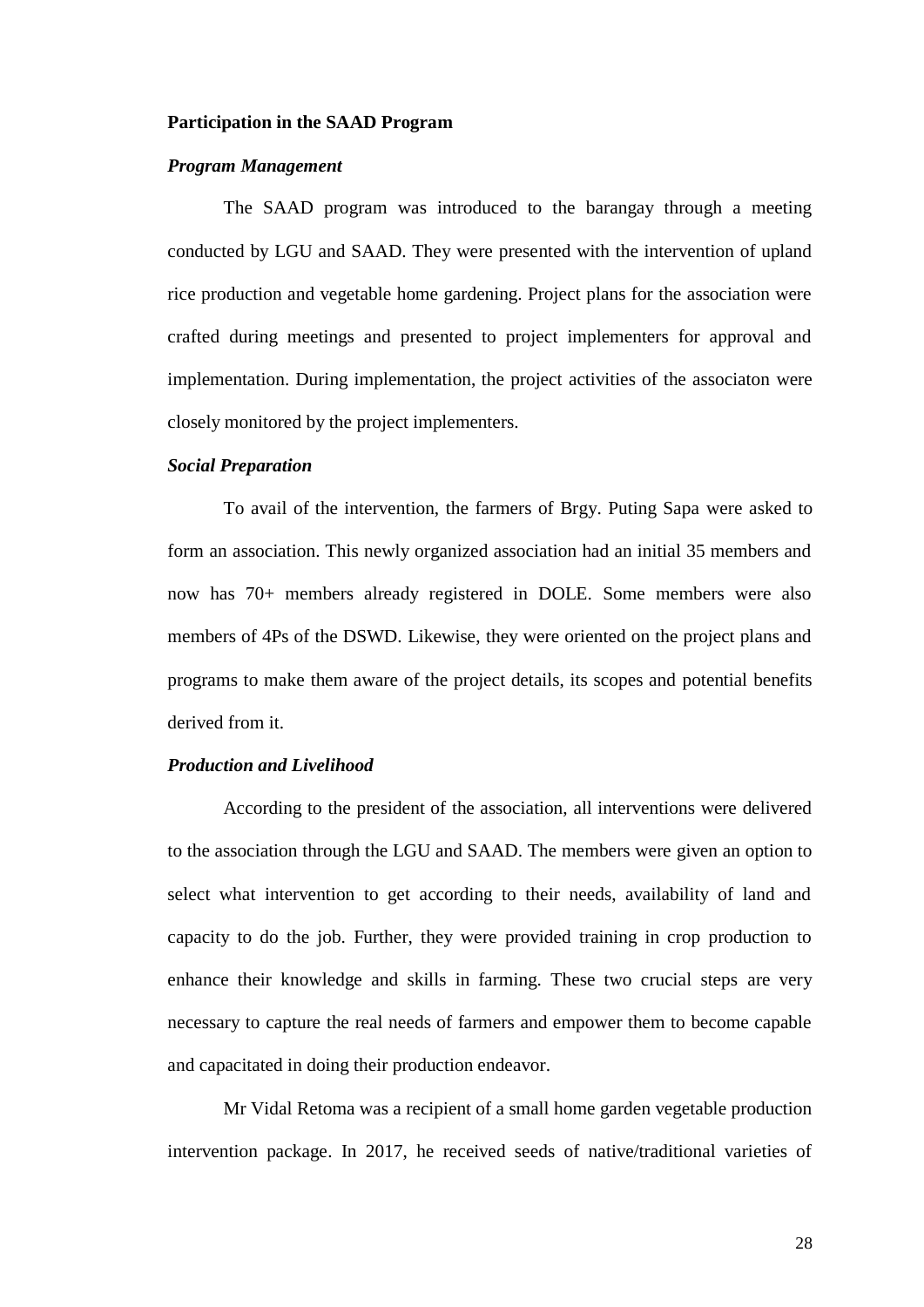**Participation in the SAAD Program**

***Program Management***

The SAAD program was introduced to the barangay through a meeting conducted by LGU and SAAD. They were presented with the intervention of upland rice production and vegetable home gardening. Project plans for the association were crafted during meetings and presented to project implementers for approval and implementation. During implementation, the project activities of the associaton were closely monitored by the project implementers.

***Social Preparation***

To avail of the intervention, the farmers of Brgy. Puting Sapa were asked to form an association. This newly organized association had an initial 35 members and now has 70+ members already registered in DOLE. Some members were also members of 4Ps of the DSWD. Likewise, they were oriented on the project plans and programs to make them aware of the project details, its scopes and potential benefits derived from it.

***Production and Livelihood***

According to the president of the association, all interventions were delivered to the association through the LGU and SAAD. The members were given an option to select what intervention to get according to their needs, availability of land and capacity to do the job. Further, they were provided training in crop production to enhance their knowledge and skills in farming. These two crucial steps are very necessary to capture the real needs of farmers and empower them to become capable and capacitated in doing their production endeavor.

Mr Vidal Retoma was a recipient of a small home garden vegetable production intervention package. In 2017, he received seeds of native/traditional varieties of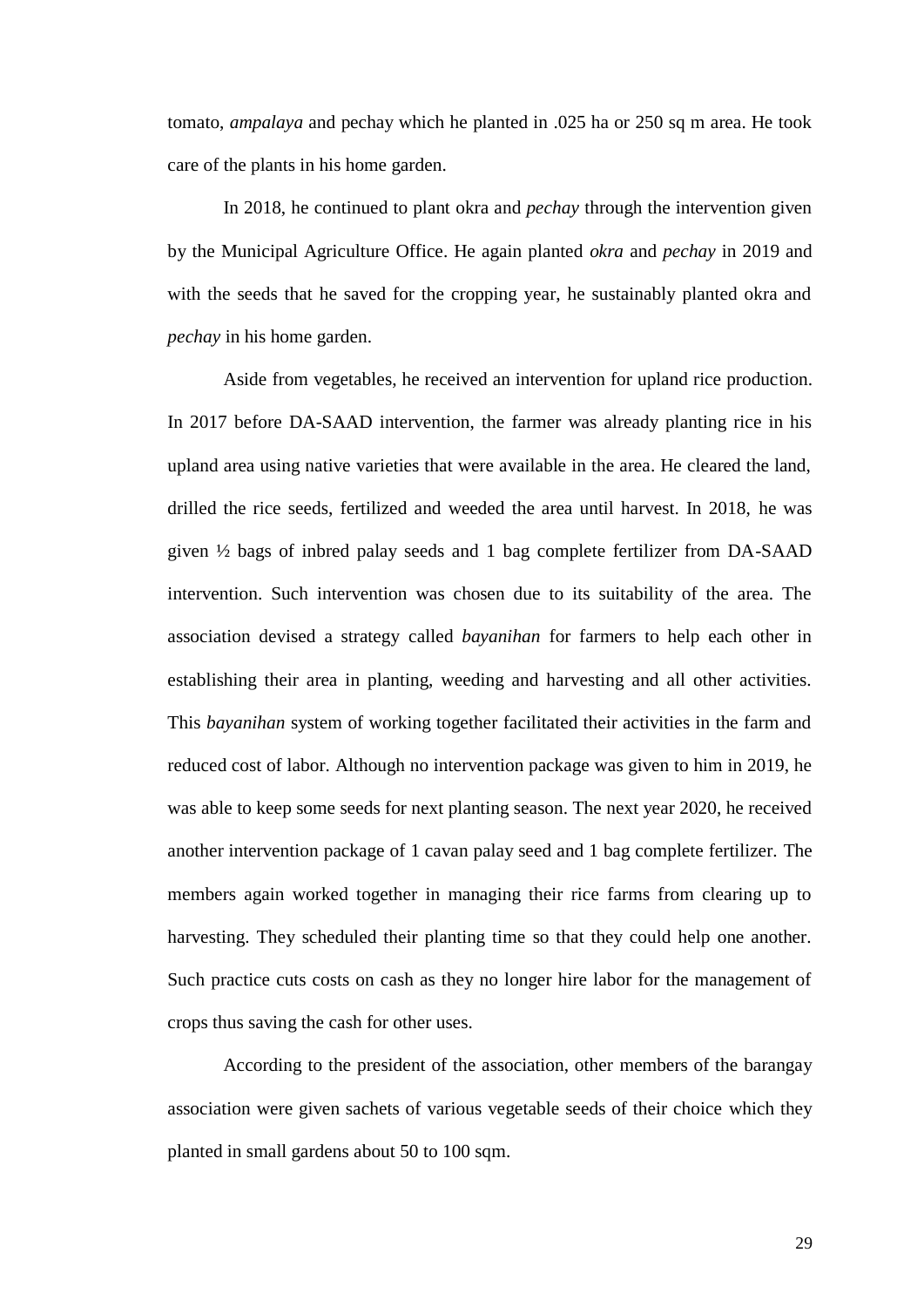tomato, *ampalaya* and pechay which he planted in .025 ha or 250 sq m area. He took care of the plants in his home garden.

In 2018, he continued to plant okra and *pechay* through the intervention given by the Municipal Agriculture Office. He again planted *okra* and *pechay* in 2019 and with the seeds that he saved for the cropping year, he sustainably planted okra and *pechay* in his home garden.

Aside from vegetables, he received an intervention for upland rice production. In 2017 before DA-SAAD intervention, the farmer was already planting rice in his upland area using native varieties that were available in the area. He cleared the land, drilled the rice seeds, fertilized and weeded the area until harvest. In 2018, he was given ½ bags of inbred palay seeds and 1 bag complete fertilizer from DA-SAAD intervention. Such intervention was chosen due to its suitability of the area. The association devised a strategy called *bayanihan* for farmers to help each other in establishing their area in planting, weeding and harvesting and all other activities. This *bayanihan* system of working together facilitated their activities in the farm and reduced cost of labor. Although no intervention package was given to him in 2019, he was able to keep some seeds for next planting season. The next year 2020, he received another intervention package of 1 cavan palay seed and 1 bag complete fertilizer. The members again worked together in managing their rice farms from clearing up to harvesting. They scheduled their planting time so that they could help one another. Such practice cuts costs on cash as they no longer hire labor for the management of crops thus saving the cash for other uses.

According to the president of the association, other members of the barangay association were given sachets of various vegetable seeds of their choice which they planted in small gardens about 50 to 100 sqm.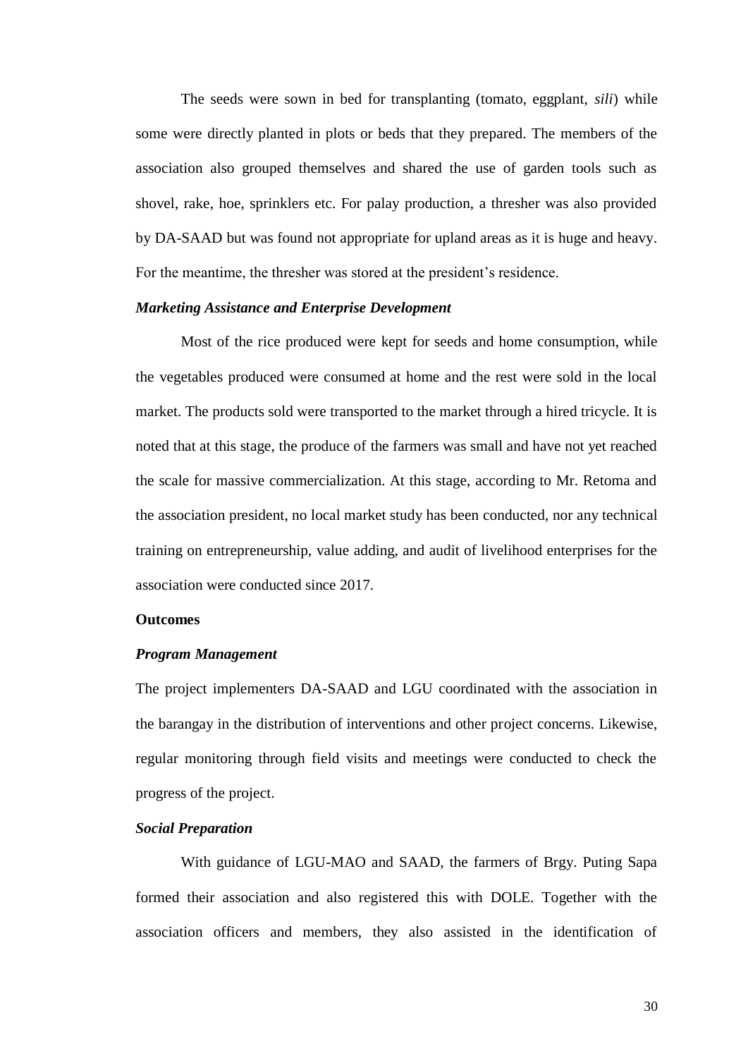The seeds were sown in bed for transplanting (tomato, eggplant, *sili*) while some were directly planted in plots or beds that they prepared. The members of the association also grouped themselves and shared the use of garden tools such as shovel, rake, hoe, sprinklers etc. For palay production, a thresher was also provided by DA-SAAD but was found not appropriate for upland areas as it is huge and heavy. For the meantime, the thresher was stored at the president's residence.

***Marketing Assistance and Enterprise Development***

Most of the rice produced were kept for seeds and home consumption, while the vegetables produced were consumed at home and the rest were sold in the local market. The products sold were transported to the market through a hired tricycle. It is noted that at this stage, the produce of the farmers was small and have not yet reached the scale for massive commercialization. At this stage, according to Mr. Retoma and the association president, no local market study has been conducted, nor any technical training on entrepreneurship, value adding, and audit of livelihood enterprises for the association were conducted since 2017.

**Outcomes**

***Program Management***

The project implementers DA-SAAD and LGU coordinated with the association in the barangay in the distribution of interventions and other project concerns. Likewise, regular monitoring through field visits and meetings were conducted to check the progress of the project.

***Social Preparation***

With guidance of LGU-MAO and SAAD, the farmers of Brgy. Puting Sapa formed their association and also registered this with DOLE. Together with the association officers and members, they also assisted in the identification of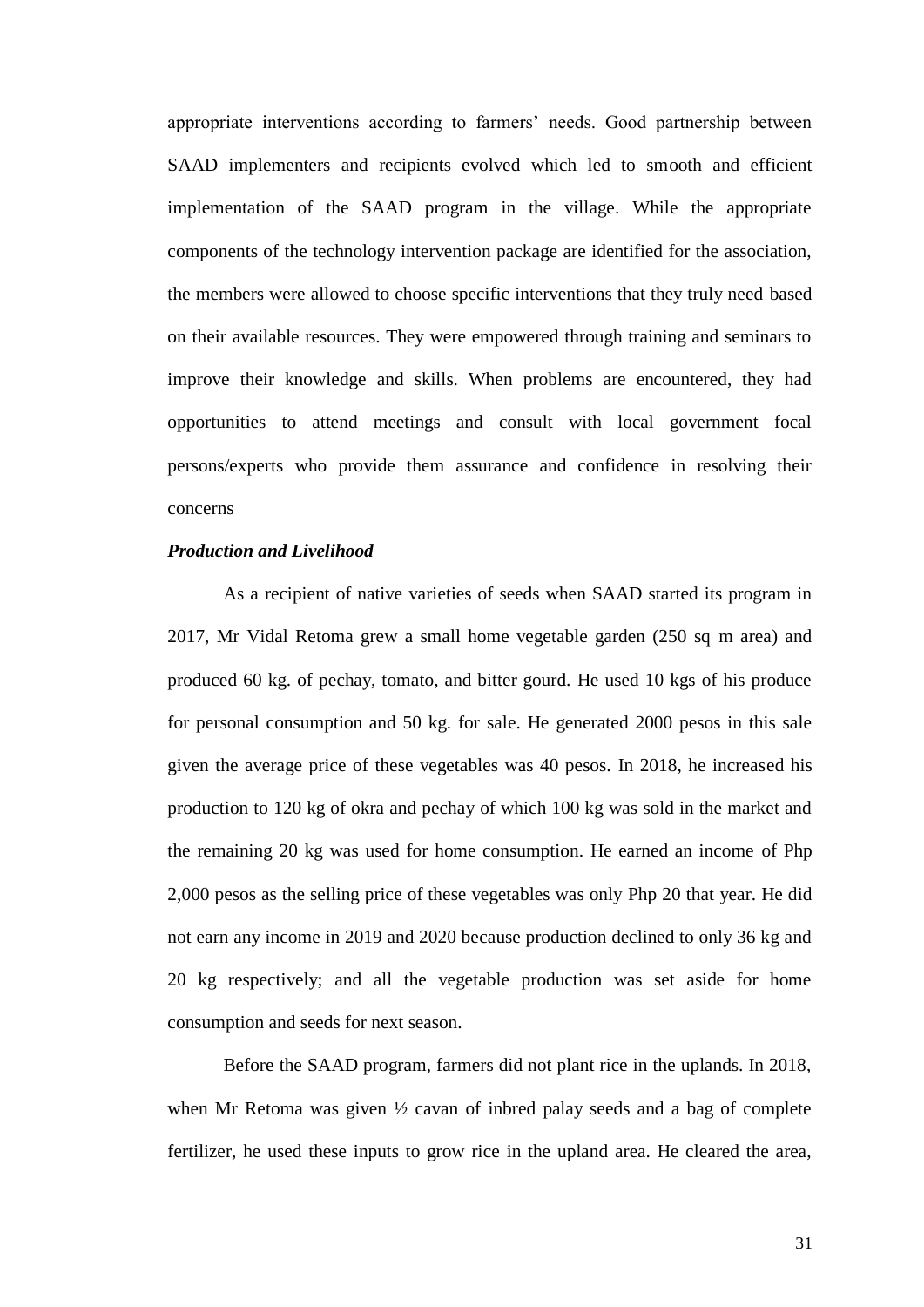appropriate interventions according to farmers' needs. Good partnership between SAAD implementers and recipients evolved which led to smooth and efficient implementation of the SAAD program in the village. While the appropriate components of the technology intervention package are identified for the association, the members were allowed to choose specific interventions that they truly need based on their available resources. They were empowered through training and seminars to improve their knowledge and skills. When problems are encountered, they had opportunities to attend meetings and consult with local government focal persons/experts who provide them assurance and confidence in resolving their concerns

***Production and Livelihood***

As a recipient of native varieties of seeds when SAAD started its program in 2017, Mr Vidal Retoma grew a small home vegetable garden (250 sq m area) and produced 60 kg. of pechay, tomato, and bitter gourd. He used 10 kgs of his produce for personal consumption and 50 kg. for sale. He generated 2000 pesos in this sale given the average price of these vegetables was 40 pesos. In 2018, he increased his production to 120 kg of okra and pechay of which 100 kg was sold in the market and the remaining 20 kg was used for home consumption. He earned an income of Php 2,000 pesos as the selling price of these vegetables was only Php 20 that year. He did not earn any income in 2019 and 2020 because production declined to only 36 kg and 20 kg respectively; and all the vegetable production was set aside for home consumption and seeds for next season.

Before the SAAD program, farmers did not plant rice in the uplands. In 2018, when Mr Retoma was given ½ cavan of inbred palay seeds and a bag of complete fertilizer, he used these inputs to grow rice in the upland area. He cleared the area,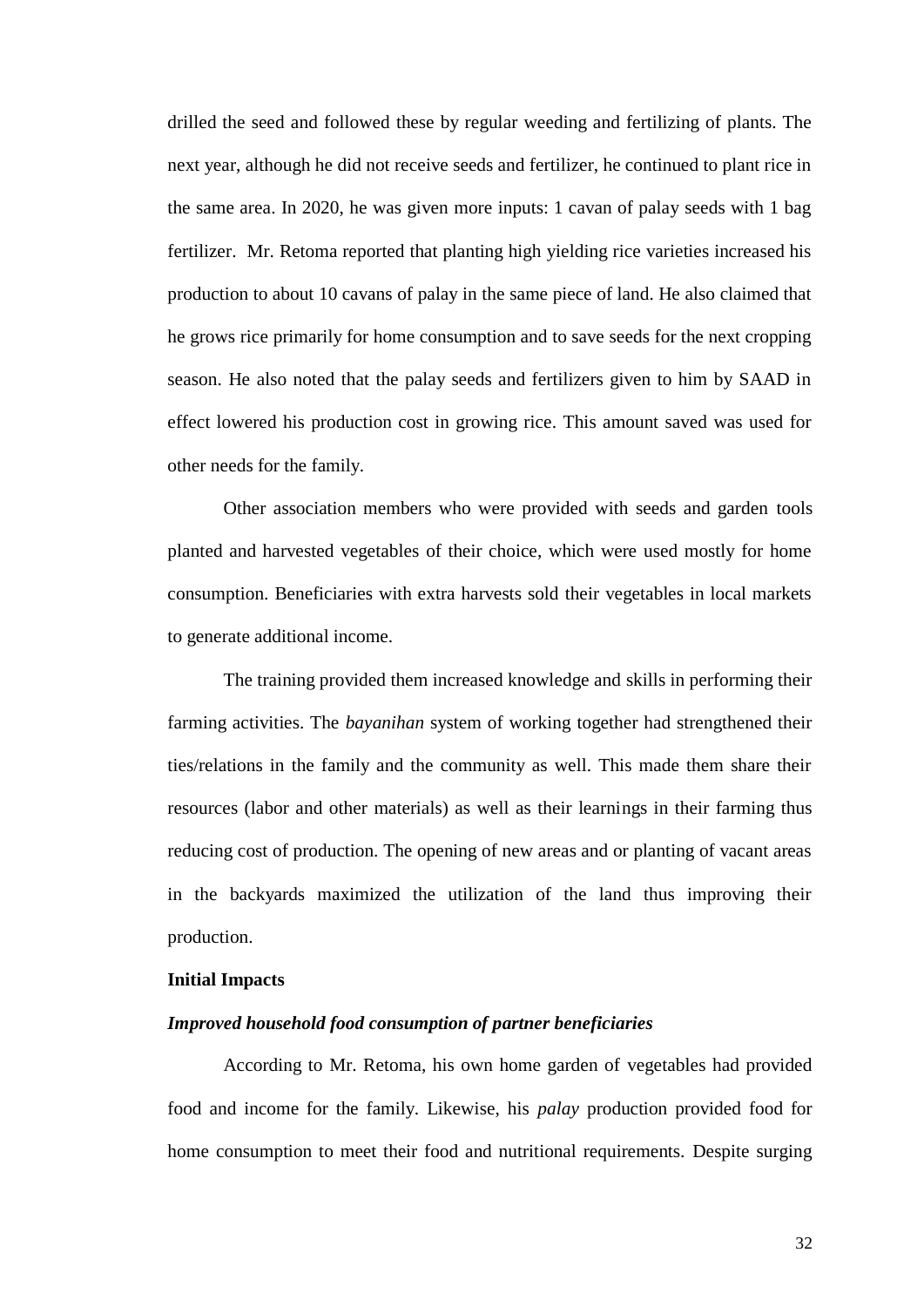drilled the seed and followed these by regular weeding and fertilizing of plants. The next year, although he did not receive seeds and fertilizer, he continued to plant rice in the same area. In 2020, he was given more inputs: 1 cavan of palay seeds with 1 bag fertilizer. Mr. Retoma reported that planting high yielding rice varieties increased his production to about 10 cavans of palay in the same piece of land. He also claimed that he grows rice primarily for home consumption and to save seeds for the next cropping season. He also noted that the palay seeds and fertilizers given to him by SAAD in effect lowered his production cost in growing rice. This amount saved was used for other needs for the family.

Other association members who were provided with seeds and garden tools planted and harvested vegetables of their choice, which were used mostly for home consumption. Beneficiaries with extra harvests sold their vegetables in local markets to generate additional income.

The training provided them increased knowledge and skills in performing their farming activities. The *bayanihan* system of working together had strengthened their ties/relations in the family and the community as well. This made them share their resources (labor and other materials) as well as their learnings in their farming thus reducing cost of production. The opening of new areas and or planting of vacant areas in the backyards maximized the utilization of the land thus improving their production.

**Initial Impacts**

***Improved household food consumption of partner beneficiaries***

According to Mr. Retoma, his own home garden of vegetables had provided food and income for the family. Likewise, his *palay* production provided food for home consumption to meet their food and nutritional requirements. Despite surging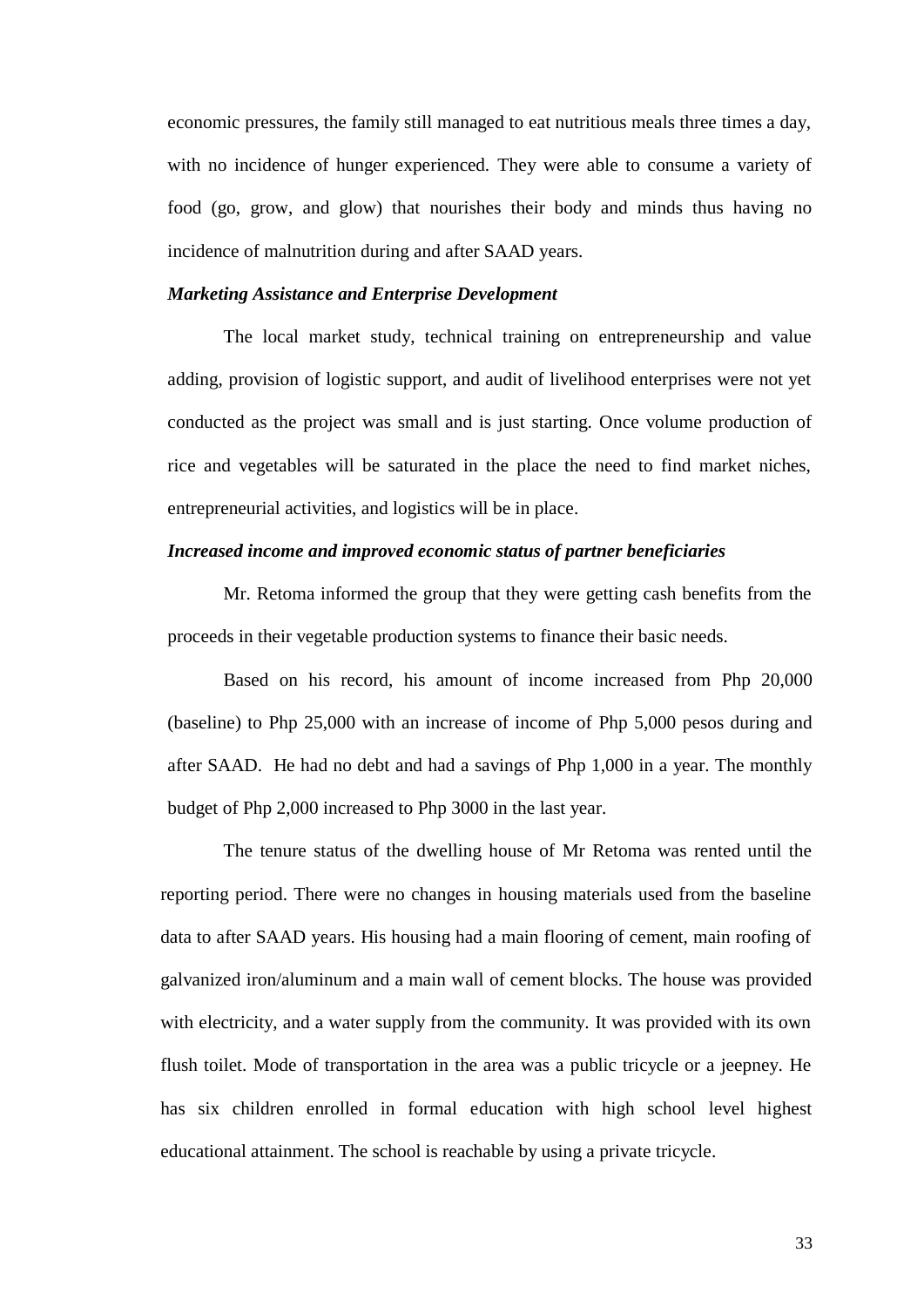economic pressures, the family still managed to eat nutritious meals three times a day, with no incidence of hunger experienced. They were able to consume a variety of food (go, grow, and glow) that nourishes their body and minds thus having no incidence of malnutrition during and after SAAD years.

***Marketing Assistance and Enterprise Development***

The local market study, technical training on entrepreneurship and value adding, provision of logistic support, and audit of livelihood enterprises were not yet conducted as the project was small and is just starting. Once volume production of rice and vegetables will be saturated in the place the need to find market niches, entrepreneurial activities, and logistics will be in place.

***Increased income and improved economic status of partner beneficiaries***

Mr. Retoma informed the group that they were getting cash benefits from the proceeds in their vegetable production systems to finance their basic needs.

Based on his record, his amount of income increased from Php 20,000 (baseline) to Php 25,000 with an increase of income of Php 5,000 pesos during and after SAAD. He had no debt and had a savings of Php 1,000 in a year. The monthly budget of Php 2,000 increased to Php 3000 in the last year.

The tenure status of the dwelling house of Mr Retoma was rented until the reporting period. There were no changes in housing materials used from the baseline data to after SAAD years. His housing had a main flooring of cement, main roofing of galvanized iron/aluminum and a main wall of cement blocks. The house was provided with electricity, and a water supply from the community. It was provided with its own flush toilet. Mode of transportation in the area was a public tricycle or a jeepney. He has six children enrolled in formal education with high school level highest educational attainment. The school is reachable by using a private tricycle.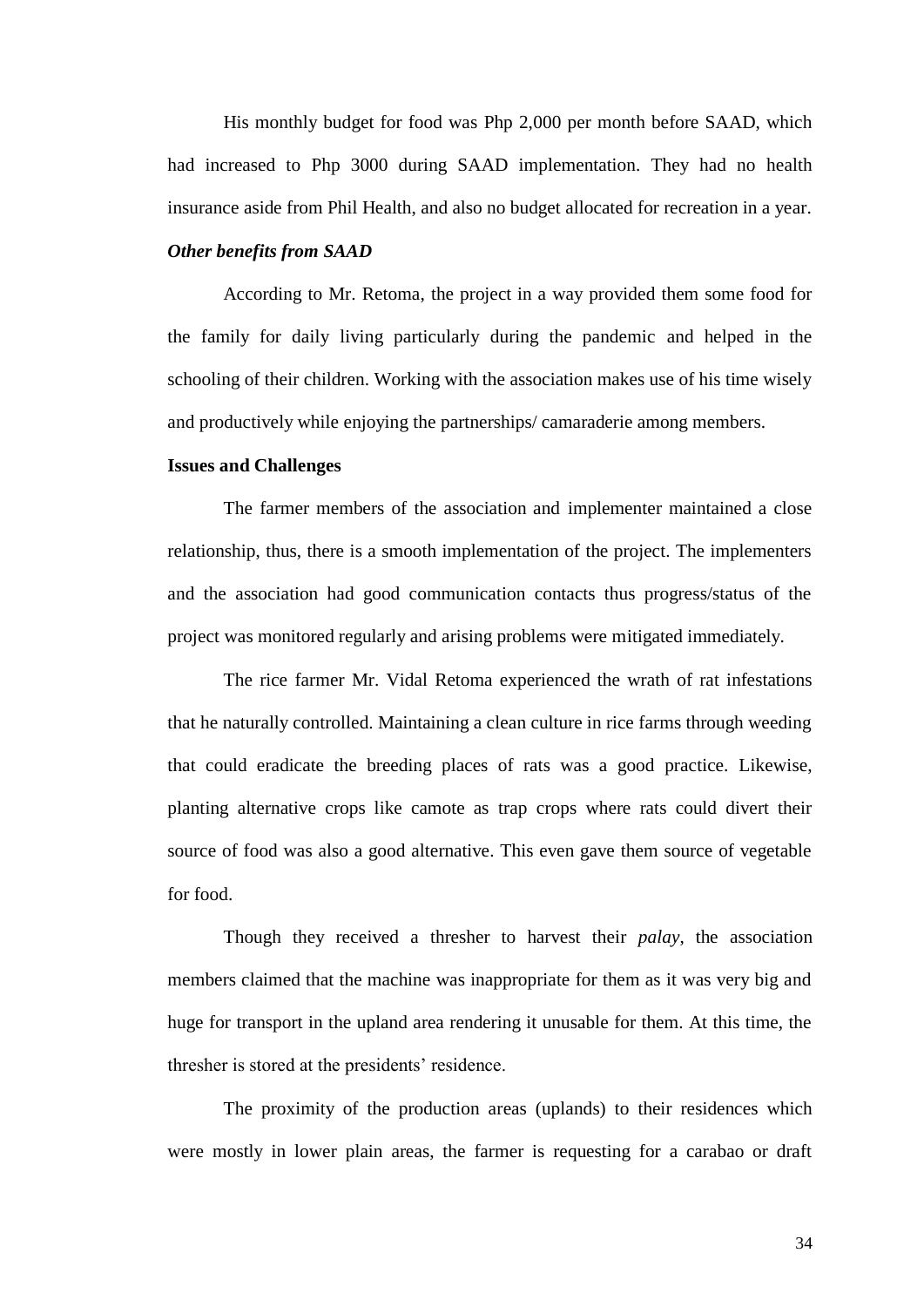His monthly budget for food was Php 2,000 per month before SAAD, which had increased to Php 3000 during SAAD implementation. They had no health insurance aside from Phil Health, and also no budget allocated for recreation in a year.

***Other benefits from SAAD***

According to Mr. Retoma, the project in a way provided them some food for the family for daily living particularly during the pandemic and helped in the schooling of their children. Working with the association makes use of his time wisely and productively while enjoying the partnerships/ camaraderie among members.

**Issues and Challenges**

The farmer members of the association and implementer maintained a close relationship, thus, there is a smooth implementation of the project. The implementers and the association had good communication contacts thus progress/status of the project was monitored regularly and arising problems were mitigated immediately.

The rice farmer Mr. Vidal Retoma experienced the wrath of rat infestations that he naturally controlled. Maintaining a clean culture in rice farms through weeding that could eradicate the breeding places of rats was a good practice. Likewise, planting alternative crops like camote as trap crops where rats could divert their source of food was also a good alternative. This even gave them source of vegetable for food.

Though they received a thresher to harvest their *palay*, the association members claimed that the machine was inappropriate for them as it was very big and huge for transport in the upland area rendering it unusable for them. At this time, the thresher is stored at the presidents' residence.

The proximity of the production areas (uplands) to their residences which were mostly in lower plain areas, the farmer is requesting for a carabao or draft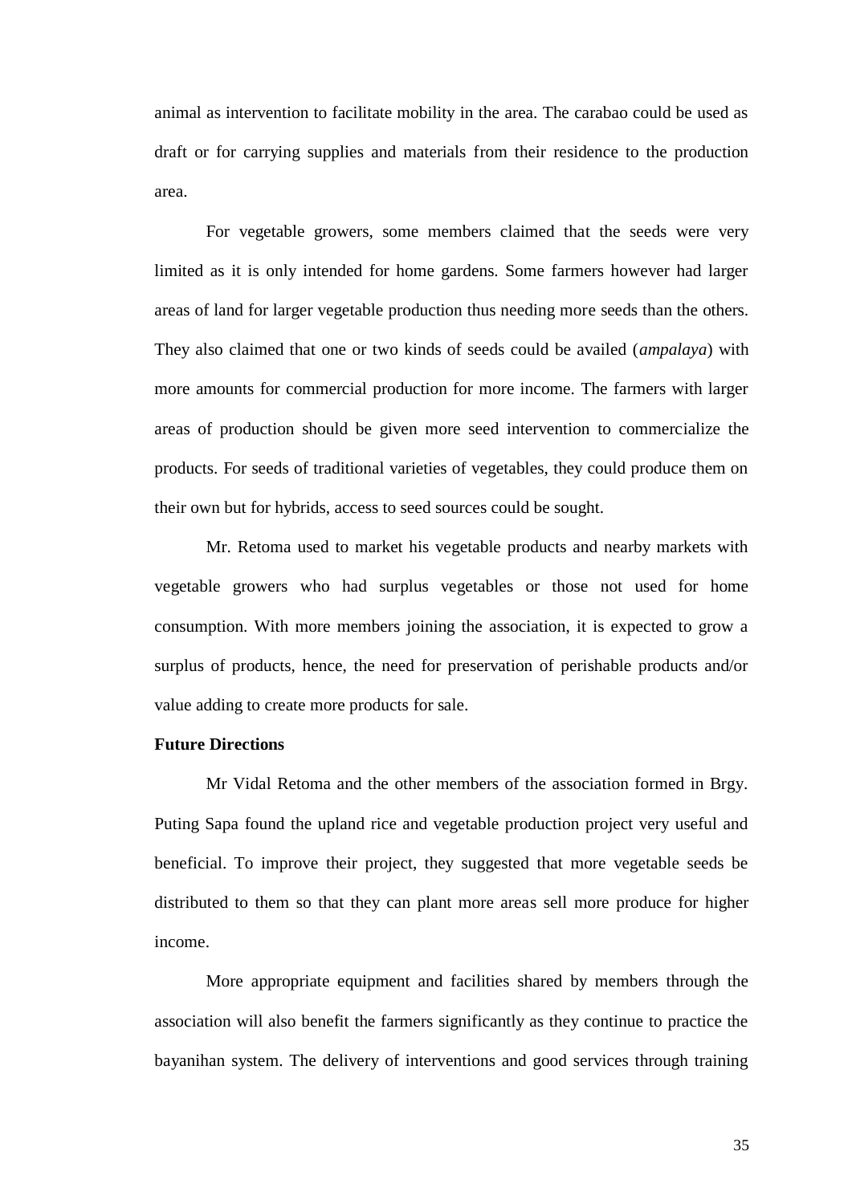animal as intervention to facilitate mobility in the area. The carabao could be used as draft or for carrying supplies and materials from their residence to the production area.

For vegetable growers, some members claimed that the seeds were very limited as it is only intended for home gardens. Some farmers however had larger areas of land for larger vegetable production thus needing more seeds than the others. They also claimed that one or two kinds of seeds could be availed (*ampalaya*) with more amounts for commercial production for more income. The farmers with larger areas of production should be given more seed intervention to commercialize the products. For seeds of traditional varieties of vegetables, they could produce them on their own but for hybrids, access to seed sources could be sought.

Mr. Retoma used to market his vegetable products and nearby markets with vegetable growers who had surplus vegetables or those not used for home consumption. With more members joining the association, it is expected to grow a surplus of products, hence, the need for preservation of perishable products and/or value adding to create more products for sale.

**Future Directions**

Mr Vidal Retoma and the other members of the association formed in Brgy. Puting Sapa found the upland rice and vegetable production project very useful and beneficial. To improve their project, they suggested that more vegetable seeds be distributed to them so that they can plant more areas sell more produce for higher income.

More appropriate equipment and facilities shared by members through the association will also benefit the farmers significantly as they continue to practice the bayanihan system. The delivery of interventions and good services through training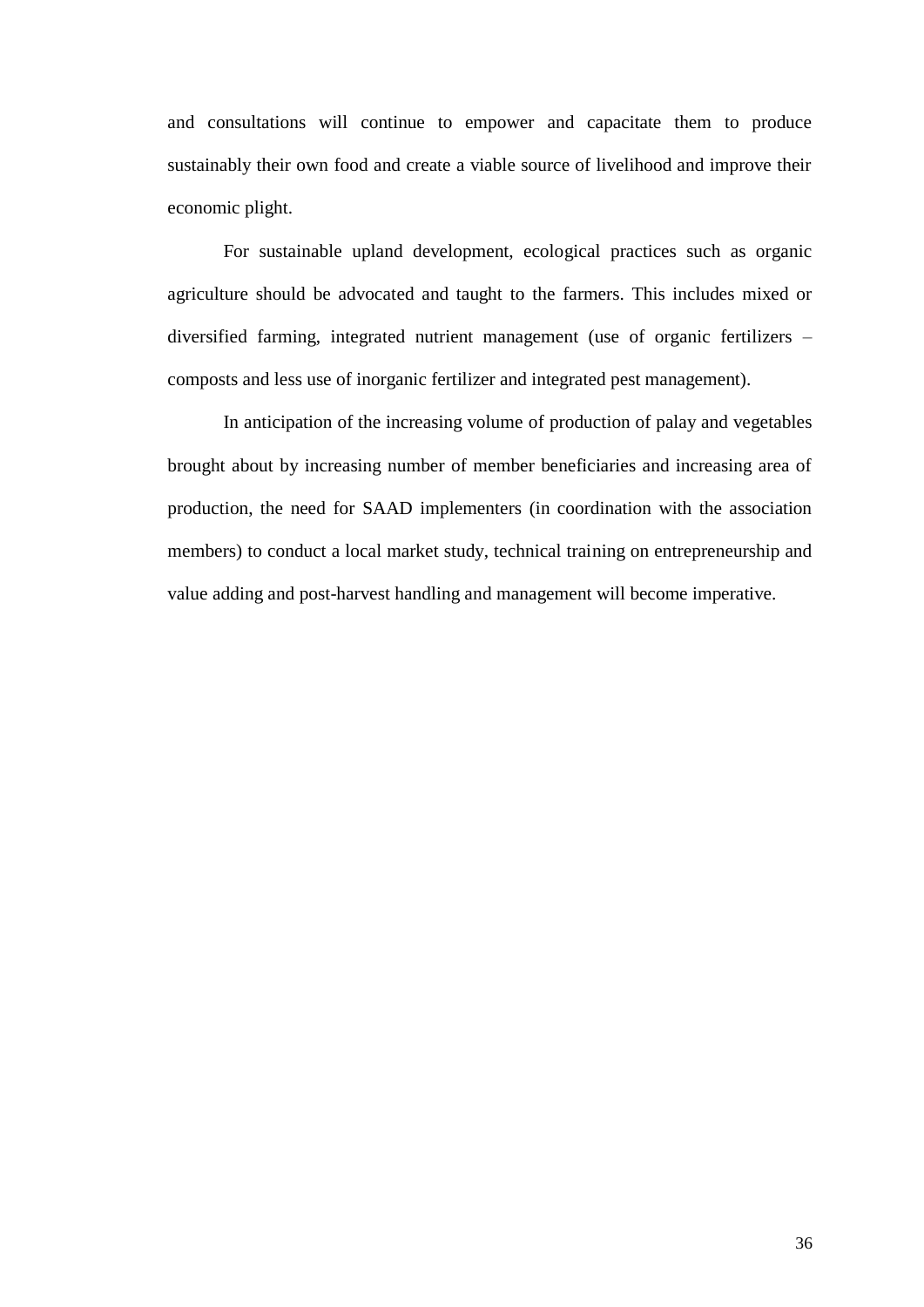and consultations will continue to empower and capacitate them to produce sustainably their own food and create a viable source of livelihood and improve their economic plight.

For sustainable upland development, ecological practices such as organic agriculture should be advocated and taught to the farmers. This includes mixed or diversified farming, integrated nutrient management (use of organic fertilizers – composts and less use of inorganic fertilizer and integrated pest management).

In anticipation of the increasing volume of production of palay and vegetables brought about by increasing number of member beneficiaries and increasing area of production, the need for SAAD implementers (in coordination with the association members) to conduct a local market study, technical training on entrepreneurship and value adding and post-harvest handling and management will become imperative.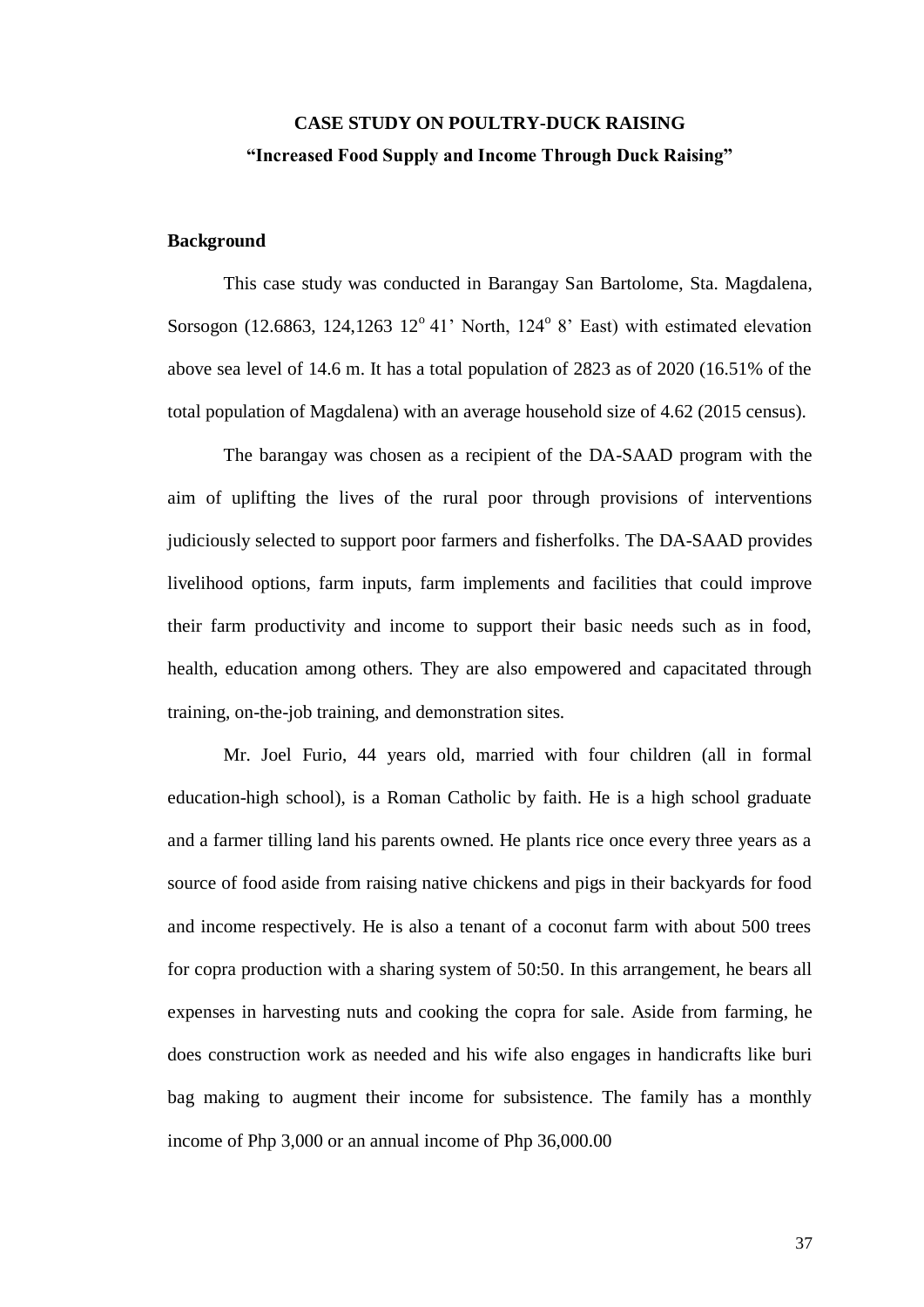# CASE STUDY ON POULTRY-DUCK RAISING

## "Increased Food Supply and Income Through Duck Raising"

### Background

This case study was conducted in Barangay San Bartolome, Sta. Magdalena, Sorsogon (12.6863, 124,1263 12$^{o}$ 41' North, 124$^{o}$ 8' East) with estimated elevation above sea level of 14.6 m. It has a total population of 2823 as of 2020 (16.51% of the total population of Magdalena) with an average household size of 4.62 (2015 census).

The barangay was chosen as a recipient of the DA-SAAD program with the aim of uplifting the lives of the rural poor through provisions of interventions judiciously selected to support poor farmers and fisherfolks. The DA-SAAD provides livelihood options, farm inputs, farm implements and facilities that could improve their farm productivity and income to support their basic needs such as in food, health, education among others. They are also empowered and capacitated through training, on-the-job training, and demonstration sites.

Mr. Joel Furio, 44 years old, married with four children (all in formal education-high school), is a Roman Catholic by faith. He is a high school graduate and a farmer tilling land his parents owned. He plants rice once every three years as a source of food aside from raising native chickens and pigs in their backyards for food and income respectively. He is also a tenant of a coconut farm with about 500 trees for copra production with a sharing system of 50:50. In this arrangement, he bears all expenses in harvesting nuts and cooking the copra for sale. Aside from farming, he does construction work as needed and his wife also engages in handicrafts like buri bag making to augment their income for subsistence. The family has a monthly income of Php 3,000 or an annual income of Php 36,000.00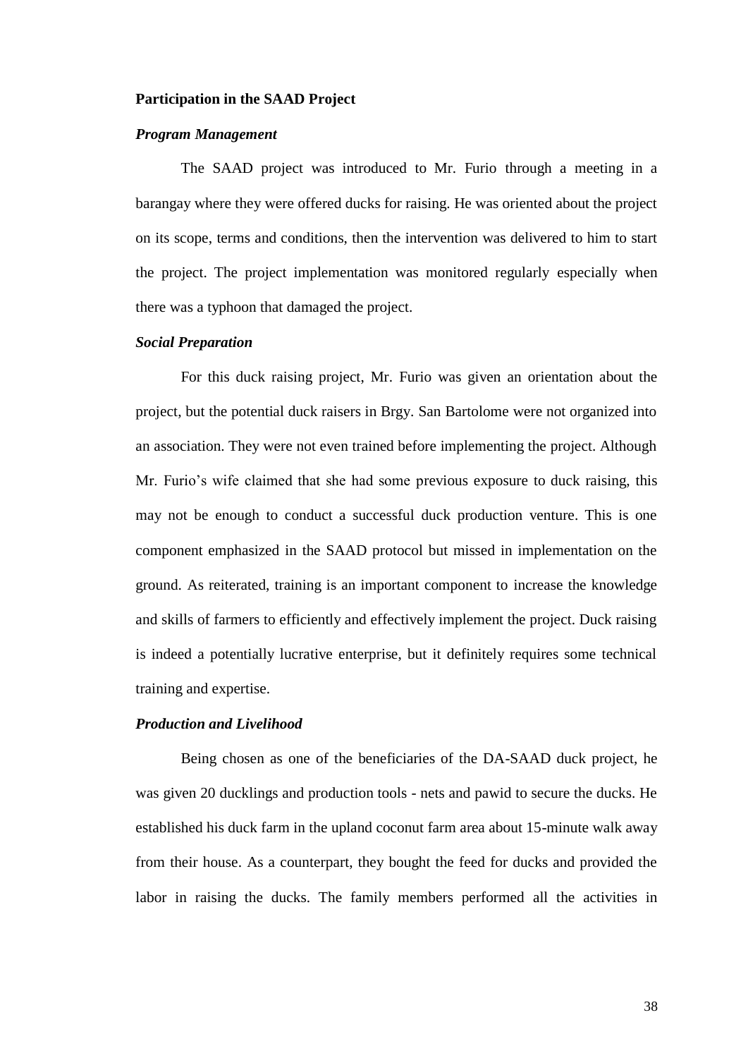**Participation in the SAAD Project**

***Program Management***

The SAAD project was introduced to Mr. Furio through a meeting in a barangay where they were offered ducks for raising. He was oriented about the project on its scope, terms and conditions, then the intervention was delivered to him to start the project. The project implementation was monitored regularly especially when there was a typhoon that damaged the project.

***Social Preparation***

For this duck raising project, Mr. Furio was given an orientation about the project, but the potential duck raisers in Brgy. San Bartolome were not organized into an association. They were not even trained before implementing the project. Although Mr. Furio's wife claimed that she had some previous exposure to duck raising, this may not be enough to conduct a successful duck production venture. This is one component emphasized in the SAAD protocol but missed in implementation on the ground. As reiterated, training is an important component to increase the knowledge and skills of farmers to efficiently and effectively implement the project. Duck raising is indeed a potentially lucrative enterprise, but it definitely requires some technical training and expertise.

***Production and Livelihood***

Being chosen as one of the beneficiaries of the DA-SAAD duck project, he was given 20 ducklings and production tools - nets and pawid to secure the ducks. He established his duck farm in the upland coconut farm area about 15-minute walk away from their house. As a counterpart, they bought the feed for ducks and provided the labor in raising the ducks. The family members performed all the activities in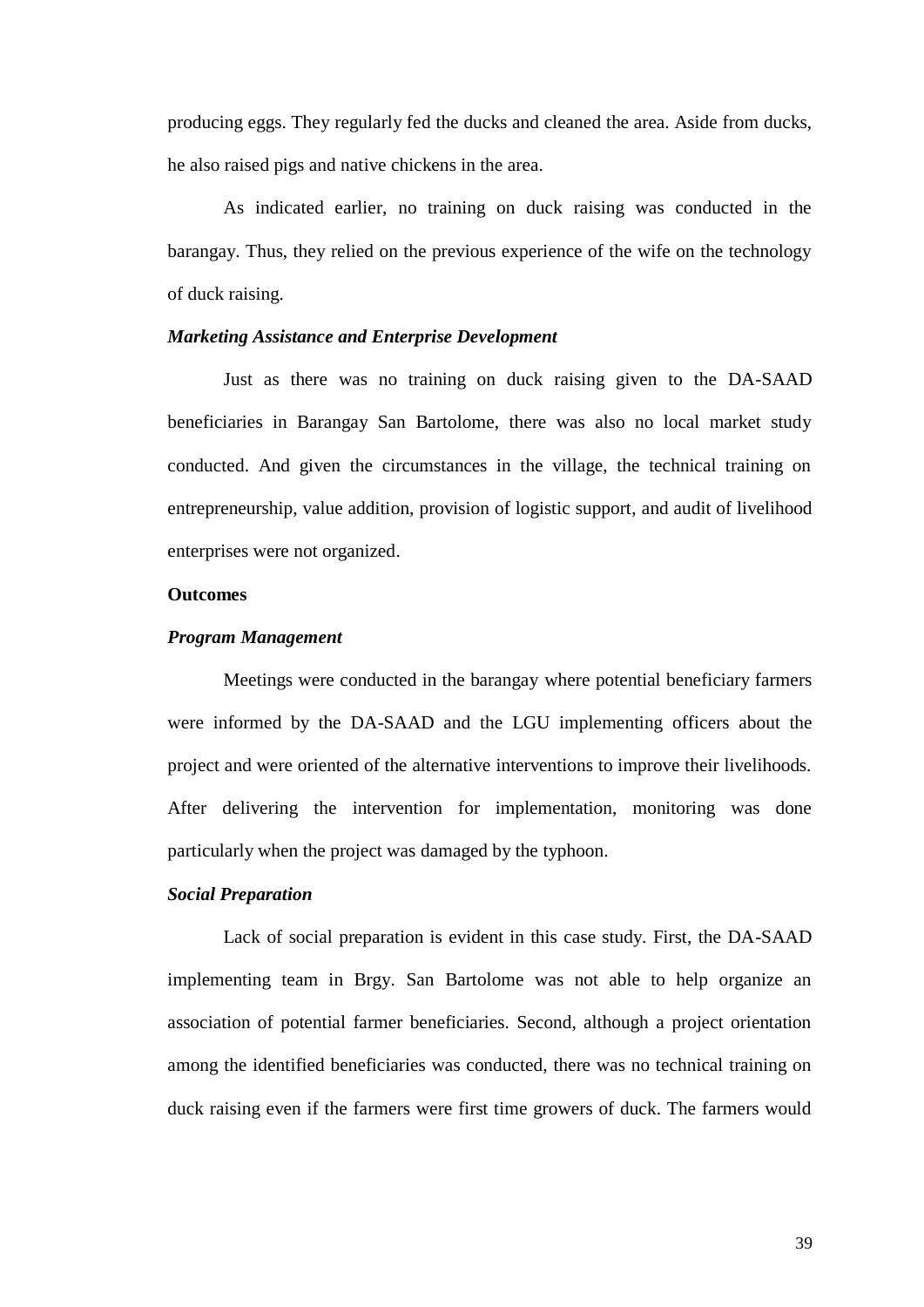producing eggs. They regularly fed the ducks and cleaned the area. Aside from ducks, he also raised pigs and native chickens in the area.

As indicated earlier, no training on duck raising was conducted in the barangay. Thus, they relied on the previous experience of the wife on the technology of duck raising.

***Marketing Assistance and Enterprise Development***

Just as there was no training on duck raising given to the DA-SAAD beneficiaries in Barangay San Bartolome, there was also no local market study conducted. And given the circumstances in the village, the technical training on entrepreneurship, value addition, provision of logistic support, and audit of livelihood enterprises were not organized.

**Outcomes**

***Program Management***

Meetings were conducted in the barangay where potential beneficiary farmers were informed by the DA-SAAD and the LGU implementing officers about the project and were oriented of the alternative interventions to improve their livelihoods. After delivering the intervention for implementation, monitoring was done particularly when the project was damaged by the typhoon.

***Social Preparation***

Lack of social preparation is evident in this case study. First, the DA-SAAD implementing team in Brgy. San Bartolome was not able to help organize an association of potential farmer beneficiaries. Second, although a project orientation among the identified beneficiaries was conducted, there was no technical training on duck raising even if the farmers were first time growers of duck. The farmers would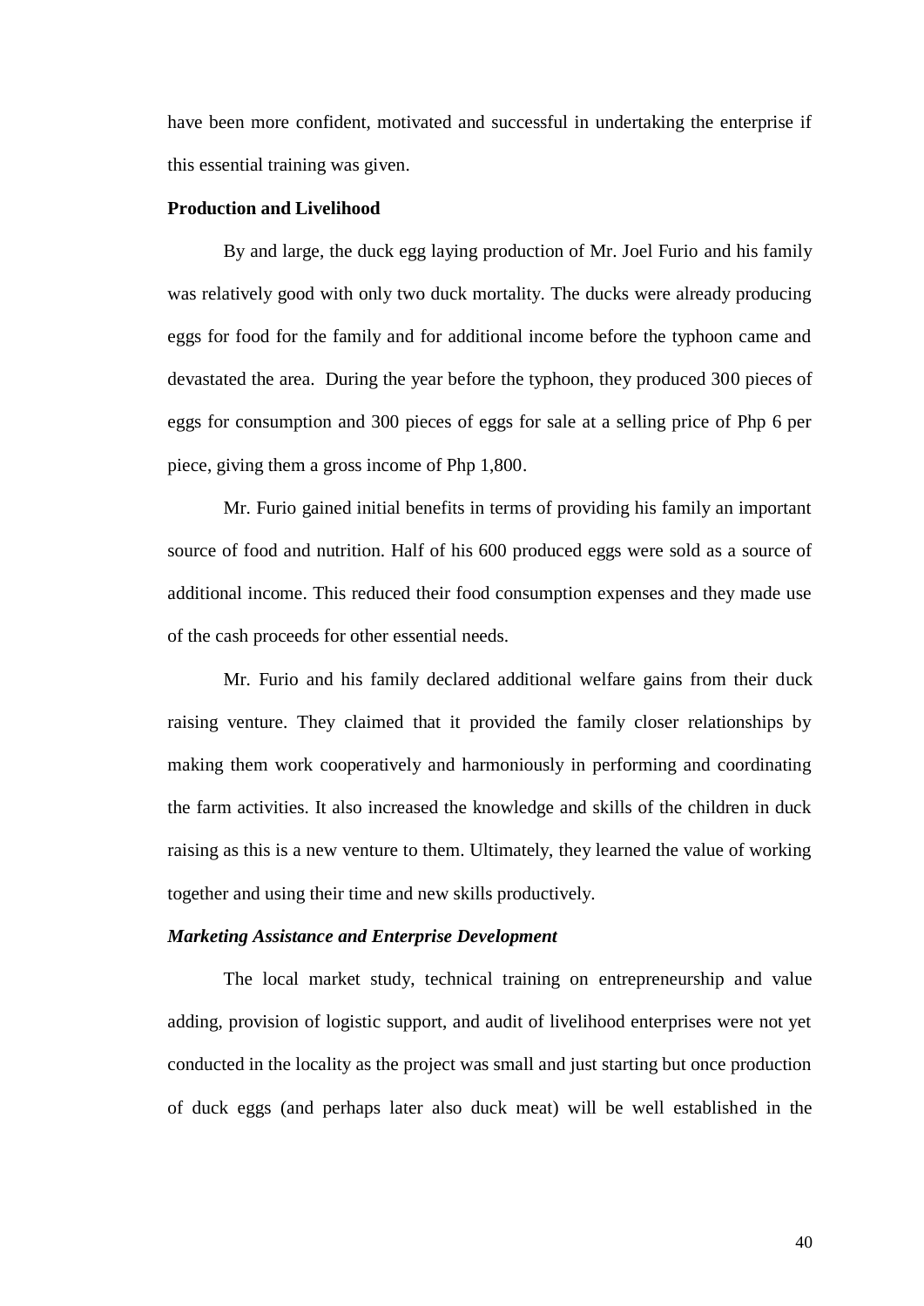have been more confident, motivated and successful in undertaking the enterprise if this essential training was given.

**Production and Livelihood**

By and large, the duck egg laying production of Mr. Joel Furio and his family was relatively good with only two duck mortality. The ducks were already producing eggs for food for the family and for additional income before the typhoon came and devastated the area. During the year before the typhoon, they produced 300 pieces of eggs for consumption and 300 pieces of eggs for sale at a selling price of Php 6 per piece, giving them a gross income of Php 1,800.

Mr. Furio gained initial benefits in terms of providing his family an important source of food and nutrition. Half of his 600 produced eggs were sold as a source of additional income. This reduced their food consumption expenses and they made use of the cash proceeds for other essential needs.

Mr. Furio and his family declared additional welfare gains from their duck raising venture. They claimed that it provided the family closer relationships by making them work cooperatively and harmoniously in performing and coordinating the farm activities. It also increased the knowledge and skills of the children in duck raising as this is a new venture to them. Ultimately, they learned the value of working together and using their time and new skills productively.

***Marketing Assistance and Enterprise Development***

The local market study, technical training on entrepreneurship and value adding, provision of logistic support, and audit of livelihood enterprises were not yet conducted in the locality as the project was small and just starting but once production of duck eggs (and perhaps later also duck meat) will be well established in the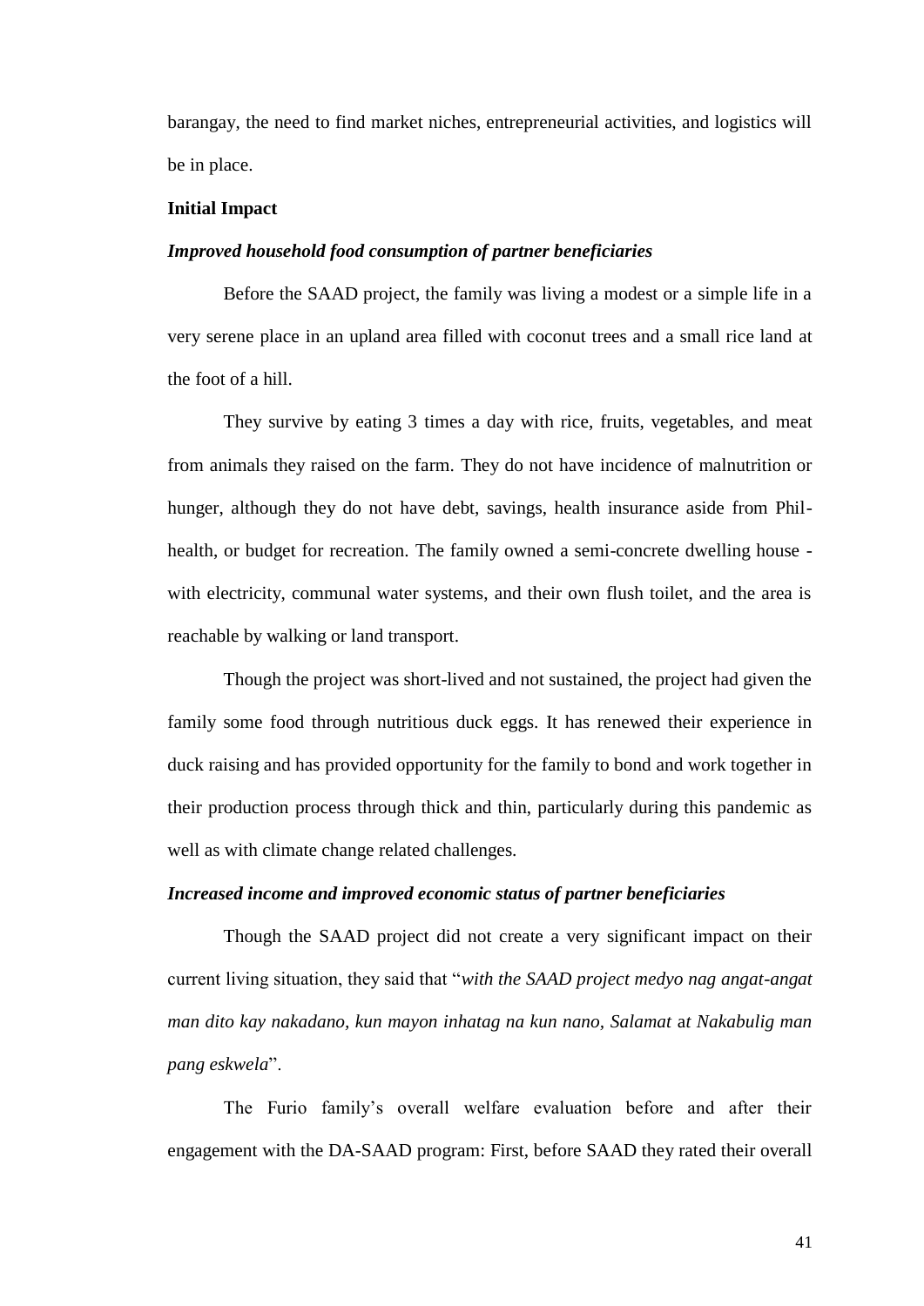barangay, the need to find market niches, entrepreneurial activities, and logistics will be in place.

**Initial Impact**

***Improved household food consumption of partner beneficiaries***

Before the SAAD project, the family was living a modest or a simple life in a very serene place in an upland area filled with coconut trees and a small rice land at the foot of a hill.

They survive by eating 3 times a day with rice, fruits, vegetables, and meat from animals they raised on the farm. They do not have incidence of malnutrition or hunger, although they do not have debt, savings, health insurance aside from Phil-health, or budget for recreation. The family owned a semi-concrete dwelling house - with electricity, communal water systems, and their own flush toilet, and the area is reachable by walking or land transport.

Though the project was short-lived and not sustained, the project had given the family some food through nutritious duck eggs. It has renewed their experience in duck raising and has provided opportunity for the family to bond and work together in their production process through thick and thin, particularly during this pandemic as well as with climate change related challenges.

***Increased income and improved economic status of partner beneficiaries***

Though the SAAD project did not create a very significant impact on their current living situation, they said that "*with the SAAD project medyo nag angat-angat man dito kay nakadano, kun mayon inhatag na kun nano, Salamat* at *Nakabulig man pang eskwela*".

The Furio family's overall welfare evaluation before and after their engagement with the DA-SAAD program: First, before SAAD they rated their overall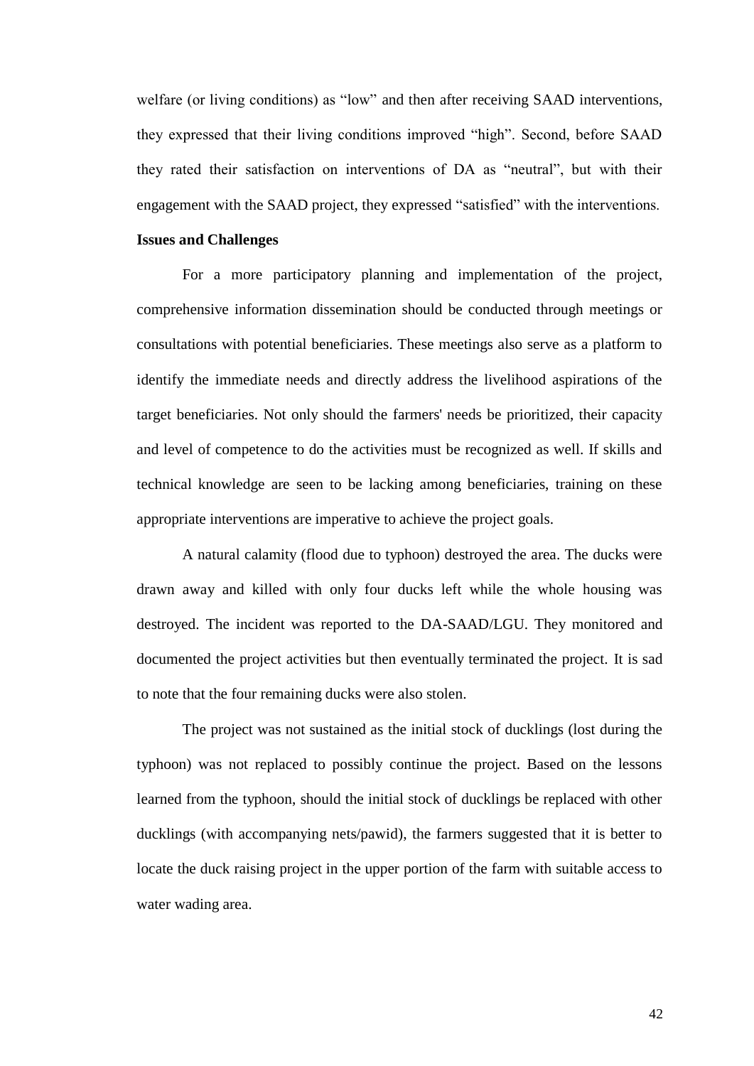welfare (or living conditions) as “low” and then after receiving SAAD interventions, they expressed that their living conditions improved “high”. Second, before SAAD they rated their satisfaction on interventions of DA as “neutral”, but with their engagement with the SAAD project, they expressed “satisfied” with the interventions.

**Issues and Challenges**

For a more participatory planning and implementation of the project, comprehensive information dissemination should be conducted through meetings or consultations with potential beneficiaries. These meetings also serve as a platform to identify the immediate needs and directly address the livelihood aspirations of the target beneficiaries. Not only should the farmers' needs be prioritized, their capacity and level of competence to do the activities must be recognized as well. If skills and technical knowledge are seen to be lacking among beneficiaries, training on these appropriate interventions are imperative to achieve the project goals.

A natural calamity (flood due to typhoon) destroyed the area. The ducks were drawn away and killed with only four ducks left while the whole housing was destroyed. The incident was reported to the DA-SAAD/LGU. They monitored and documented the project activities but then eventually terminated the project. It is sad to note that the four remaining ducks were also stolen.

The project was not sustained as the initial stock of ducklings (lost during the typhoon) was not replaced to possibly continue the project. Based on the lessons learned from the typhoon, should the initial stock of ducklings be replaced with other ducklings (with accompanying nets/pawid), the farmers suggested that it is better to locate the duck raising project in the upper portion of the farm with suitable access to water wading area.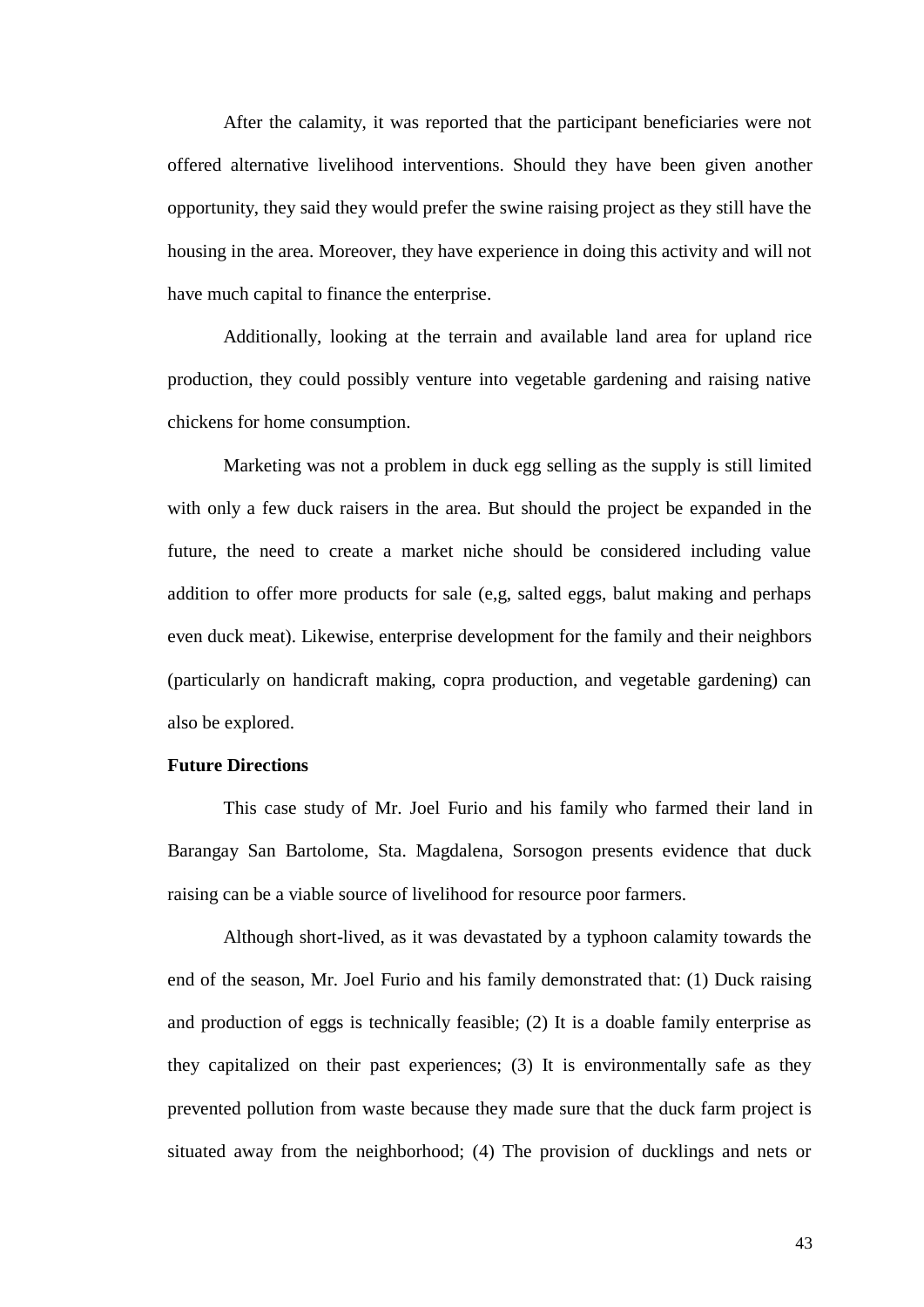After the calamity, it was reported that the participant beneficiaries were not offered alternative livelihood interventions. Should they have been given another opportunity, they said they would prefer the swine raising project as they still have the housing in the area. Moreover, they have experience in doing this activity and will not have much capital to finance the enterprise.

Additionally, looking at the terrain and available land area for upland rice production, they could possibly venture into vegetable gardening and raising native chickens for home consumption.

Marketing was not a problem in duck egg selling as the supply is still limited with only a few duck raisers in the area. But should the project be expanded in the future, the need to create a market niche should be considered including value addition to offer more products for sale (e,g, salted eggs, balut making and perhaps even duck meat). Likewise, enterprise development for the family and their neighbors (particularly on handicraft making, copra production, and vegetable gardening) can also be explored.

**Future Directions**

This case study of Mr. Joel Furio and his family who farmed their land in Barangay San Bartolome, Sta. Magdalena, Sorsogon presents evidence that duck raising can be a viable source of livelihood for resource poor farmers.

Although short-lived, as it was devastated by a typhoon calamity towards the end of the season, Mr. Joel Furio and his family demonstrated that: (1) Duck raising and production of eggs is technically feasible; (2) It is a doable family enterprise as they capitalized on their past experiences; (3) It is environmentally safe as they prevented pollution from waste because they made sure that the duck farm project is situated away from the neighborhood; (4) The provision of ducklings and nets or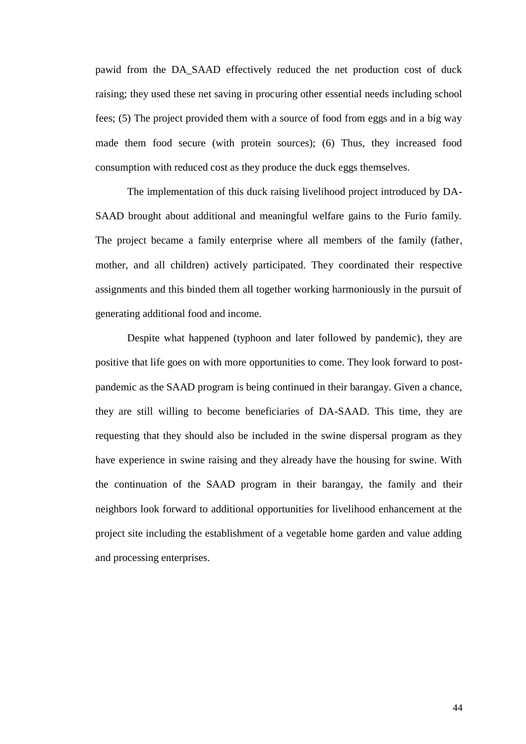pawid from the DA_SAAD effectively reduced the net production cost of duck raising; they used these net saving in procuring other essential needs including school fees; (5) The project provided them with a source of food from eggs and in a big way made them food secure (with protein sources); (6) Thus, they increased food consumption with reduced cost as they produce the duck eggs themselves.

The implementation of this duck raising livelihood project introduced by DA-SAAD brought about additional and meaningful welfare gains to the Furio family. The project became a family enterprise where all members of the family (father, mother, and all children) actively participated. They coordinated their respective assignments and this binded them all together working harmoniously in the pursuit of generating additional food and income.

Despite what happened (typhoon and later followed by pandemic), they are positive that life goes on with more opportunities to come. They look forward to post-pandemic as the SAAD program is being continued in their barangay. Given a chance, they are still willing to become beneficiaries of DA-SAAD. This time, they are requesting that they should also be included in the swine dispersal program as they have experience in swine raising and they already have the housing for swine. With the continuation of the SAAD program in their barangay, the family and their neighbors look forward to additional opportunities for livelihood enhancement at the project site including the establishment of a vegetable home garden and value adding and processing enterprises.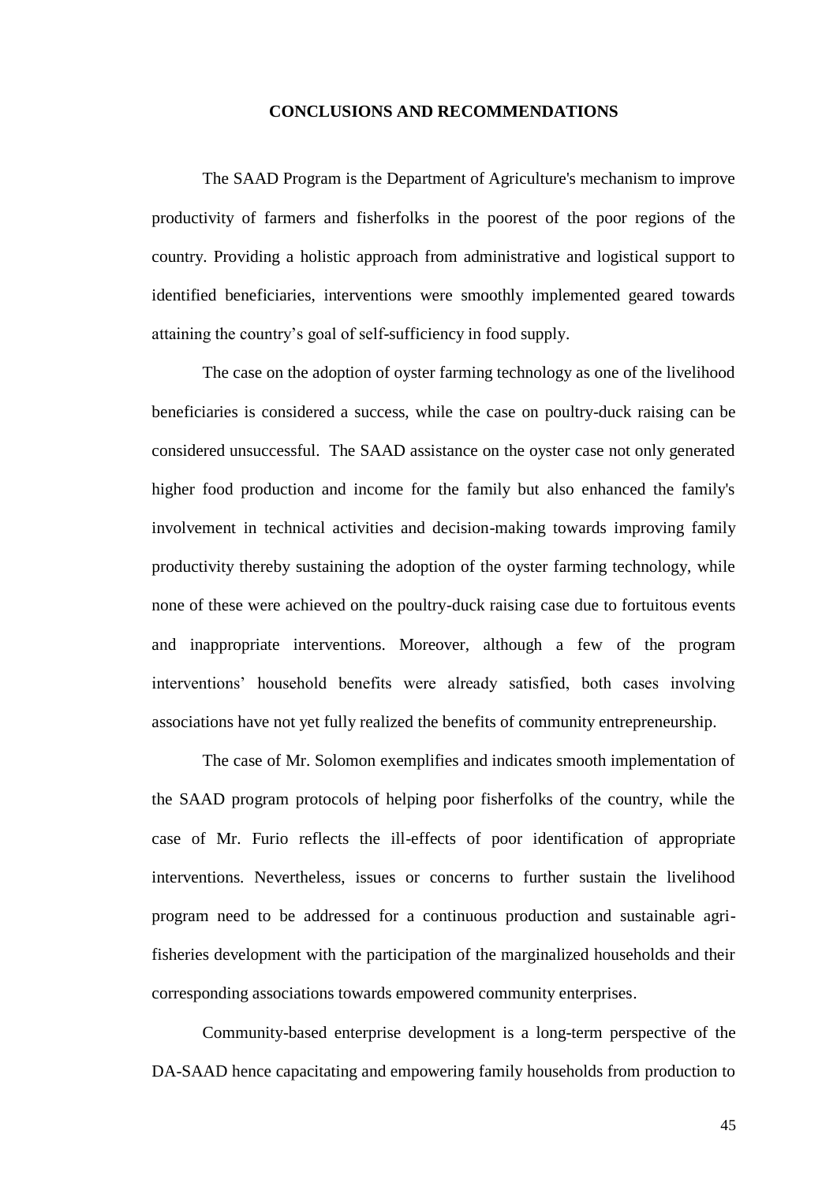## CONCLUSIONS AND RECOMMENDATIONS

The SAAD Program is the Department of Agriculture's mechanism to improve productivity of farmers and fisherfolks in the poorest of the poor regions of the country. Providing a holistic approach from administrative and logistical support to identified beneficiaries, interventions were smoothly implemented geared towards attaining the country's goal of self-sufficiency in food supply.

The case on the adoption of oyster farming technology as one of the livelihood beneficiaries is considered a success, while the case on poultry-duck raising can be considered unsuccessful. The SAAD assistance on the oyster case not only generated higher food production and income for the family but also enhanced the family's involvement in technical activities and decision-making towards improving family productivity thereby sustaining the adoption of the oyster farming technology, while none of these were achieved on the poultry-duck raising case due to fortuitous events and inappropriate interventions. Moreover, although a few of the program interventions' household benefits were already satisfied, both cases involving associations have not yet fully realized the benefits of community entrepreneurship.

The case of Mr. Solomon exemplifies and indicates smooth implementation of the SAAD program protocols of helping poor fisherfolks of the country, while the case of Mr. Furio reflects the ill-effects of poor identification of appropriate interventions. Nevertheless, issues or concerns to further sustain the livelihood program need to be addressed for a continuous production and sustainable agri-fisheries development with the participation of the marginalized households and their corresponding associations towards empowered community enterprises.

Community-based enterprise development is a long-term perspective of the DA-SAAD hence capacitating and empowering family households from production to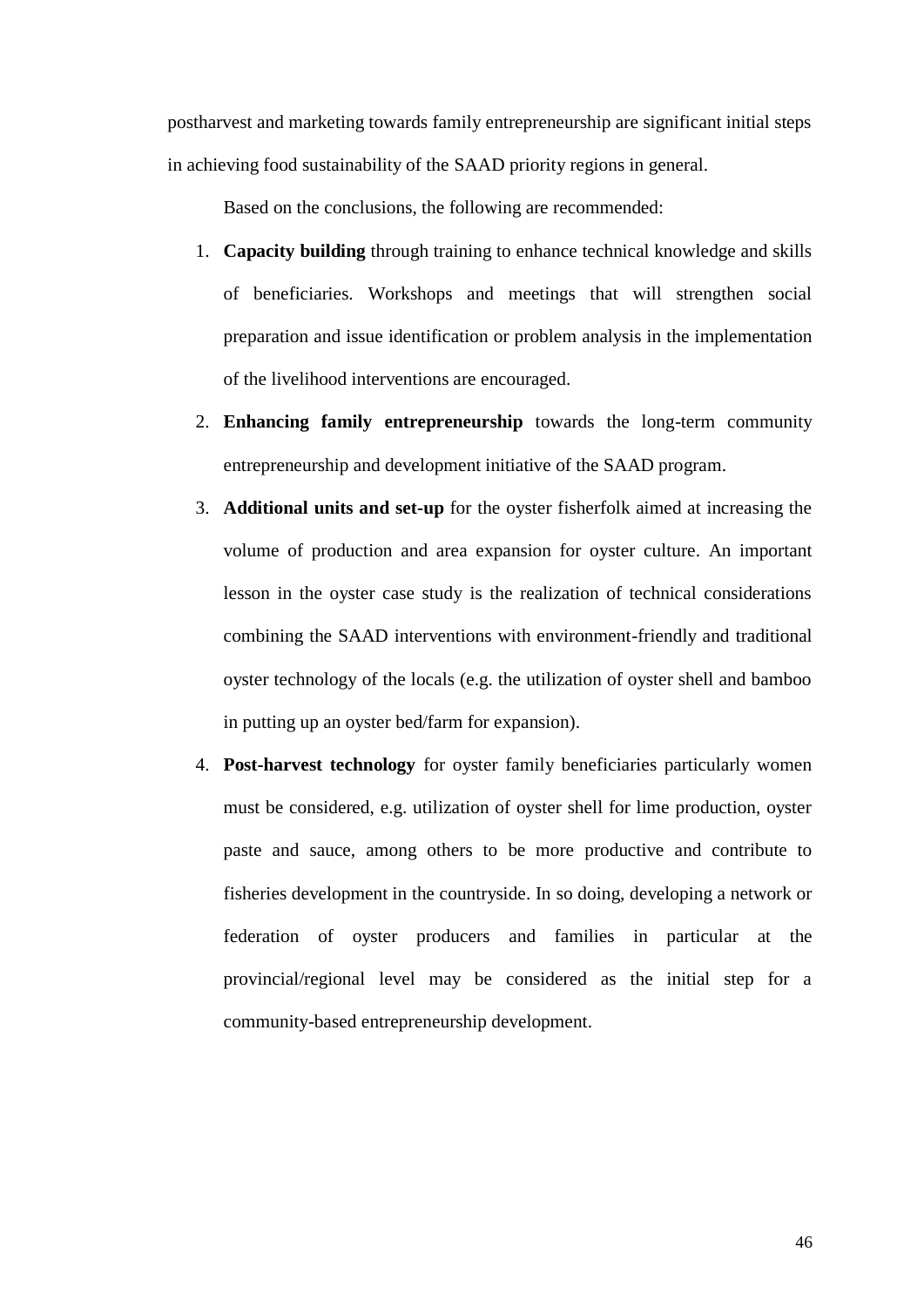postharvest and marketing towards family entrepreneurship are significant initial steps in achieving food sustainability of the SAAD priority regions in general.

Based on the conclusions, the following are recommended:

1. **Capacity building** through training to enhance technical knowledge and skills of beneficiaries. Workshops and meetings that will strengthen social preparation and issue identification or problem analysis in the implementation of the livelihood interventions are encouraged.
2. **Enhancing family entrepreneurship** towards the long-term community entrepreneurship and development initiative of the SAAD program.
3. **Additional units and set-up** for the oyster fisherfolk aimed at increasing the volume of production and area expansion for oyster culture. An important lesson in the oyster case study is the realization of technical considerations combining the SAAD interventions with environment-friendly and traditional oyster technology of the locals (e.g. the utilization of oyster shell and bamboo in putting up an oyster bed/farm for expansion).
4. **Post-harvest technology** for oyster family beneficiaries particularly women must be considered, e.g. utilization of oyster shell for lime production, oyster paste and sauce, among others to be more productive and contribute to fisheries development in the countryside. In so doing, developing a network or federation of oyster producers and families in particular at the provincial/regional level may be considered as the initial step for a community-based entrepreneurship development.